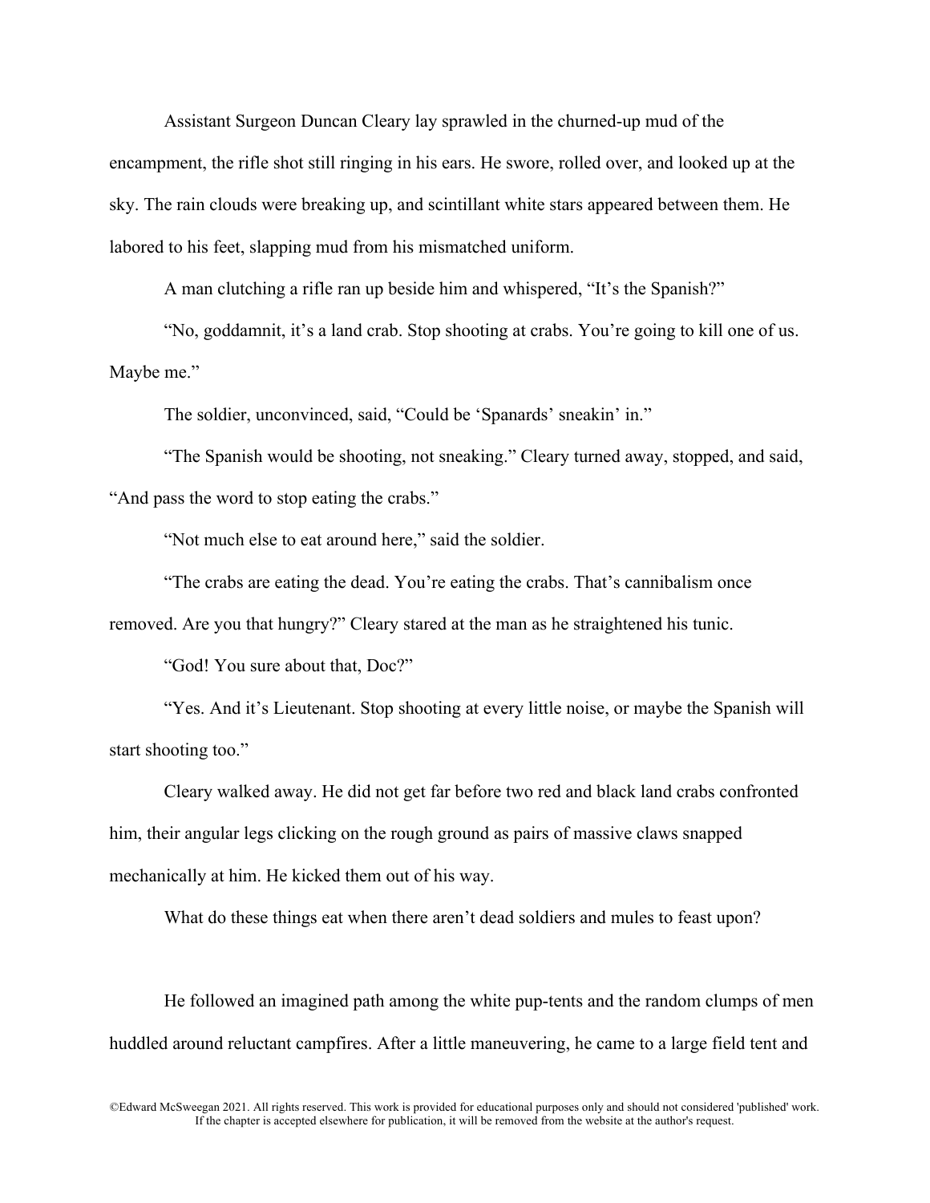Assistant Surgeon Duncan Cleary lay sprawled in the churned-up mud of the encampment, the rifle shot still ringing in his ears. He swore, rolled over, and looked up at the sky. The rain clouds were breaking up, and scintillant white stars appeared between them. He labored to his feet, slapping mud from his mismatched uniform.

A man clutching a rifle ran up beside him and whispered, "It's the Spanish?"

"No, goddamnit, it's a land crab. Stop shooting at crabs. You're going to kill one of us. Maybe me."

The soldier, unconvinced, said, "Could be 'Spanards' sneakin' in."

"The Spanish would be shooting, not sneaking." Cleary turned away, stopped, and said, "And pass the word to stop eating the crabs."

"Not much else to eat around here," said the soldier.

"The crabs are eating the dead. You're eating the crabs. That's cannibalism once removed. Are you that hungry?" Cleary stared at the man as he straightened his tunic.

"God! You sure about that, Doc?"

"Yes. And it's Lieutenant. Stop shooting at every little noise, or maybe the Spanish will start shooting too."

Cleary walked away. He did not get far before two red and black land crabs confronted him, their angular legs clicking on the rough ground as pairs of massive claws snapped mechanically at him. He kicked them out of his way.

What do these things eat when there aren't dead soldiers and mules to feast upon?

He followed an imagined path among the white pup-tents and the random clumps of men huddled around reluctant campfires. After a little maneuvering, he came to a large field tent and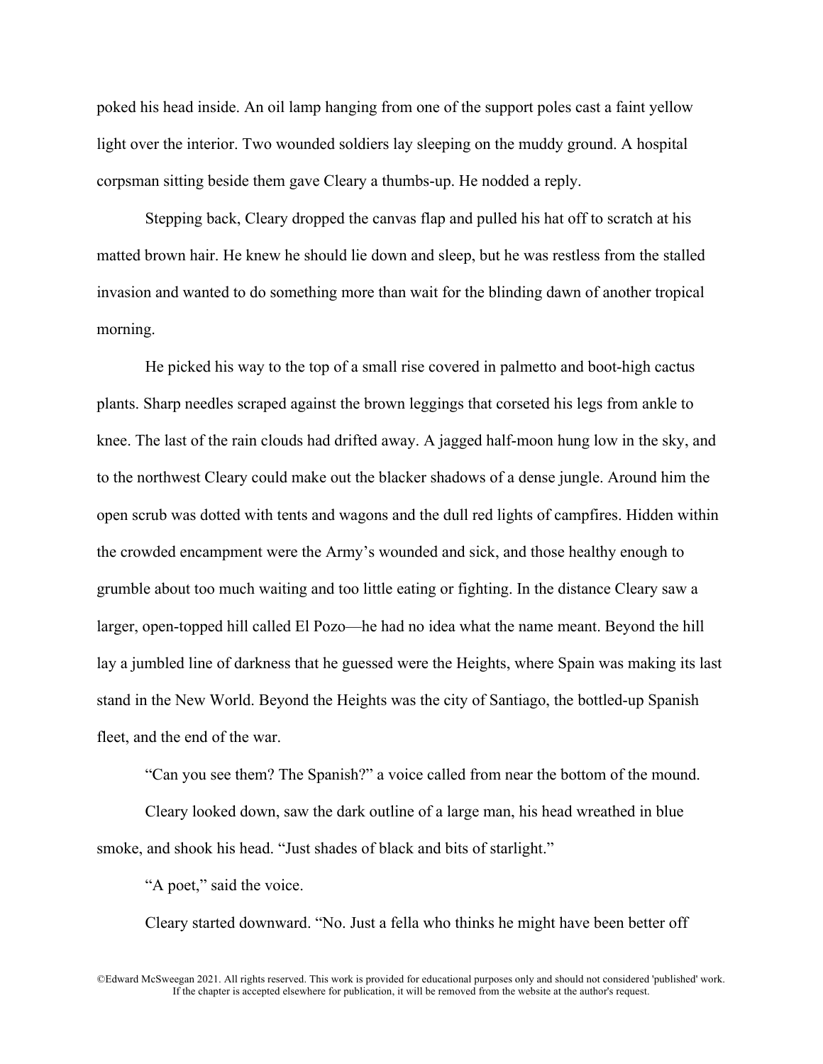poked his head inside. An oil lamp hanging from one of the support poles cast a faint yellow light over the interior. Two wounded soldiers lay sleeping on the muddy ground. A hospital corpsman sitting beside them gave Cleary a thumbs-up. He nodded a reply.

Stepping back, Cleary dropped the canvas flap and pulled his hat off to scratch at his matted brown hair. He knew he should lie down and sleep, but he was restless from the stalled invasion and wanted to do something more than wait for the blinding dawn of another tropical morning.

He picked his way to the top of a small rise covered in palmetto and boot-high cactus plants. Sharp needles scraped against the brown leggings that corseted his legs from ankle to knee. The last of the rain clouds had drifted away. A jagged half-moon hung low in the sky, and to the northwest Cleary could make out the blacker shadows of a dense jungle. Around him the open scrub was dotted with tents and wagons and the dull red lights of campfires. Hidden within the crowded encampment were the Army's wounded and sick, and those healthy enough to grumble about too much waiting and too little eating or fighting. In the distance Cleary saw a larger, open-topped hill called El Pozo—he had no idea what the name meant. Beyond the hill lay a jumbled line of darkness that he guessed were the Heights, where Spain was making its last stand in the New World. Beyond the Heights was the city of Santiago, the bottled-up Spanish fleet, and the end of the war.

"Can you see them? The Spanish?" a voice called from near the bottom of the mound.

Cleary looked down, saw the dark outline of a large man, his head wreathed in blue smoke, and shook his head. "Just shades of black and bits of starlight."

"A poet," said the voice.

Cleary started downward. "No. Just a fella who thinks he might have been better off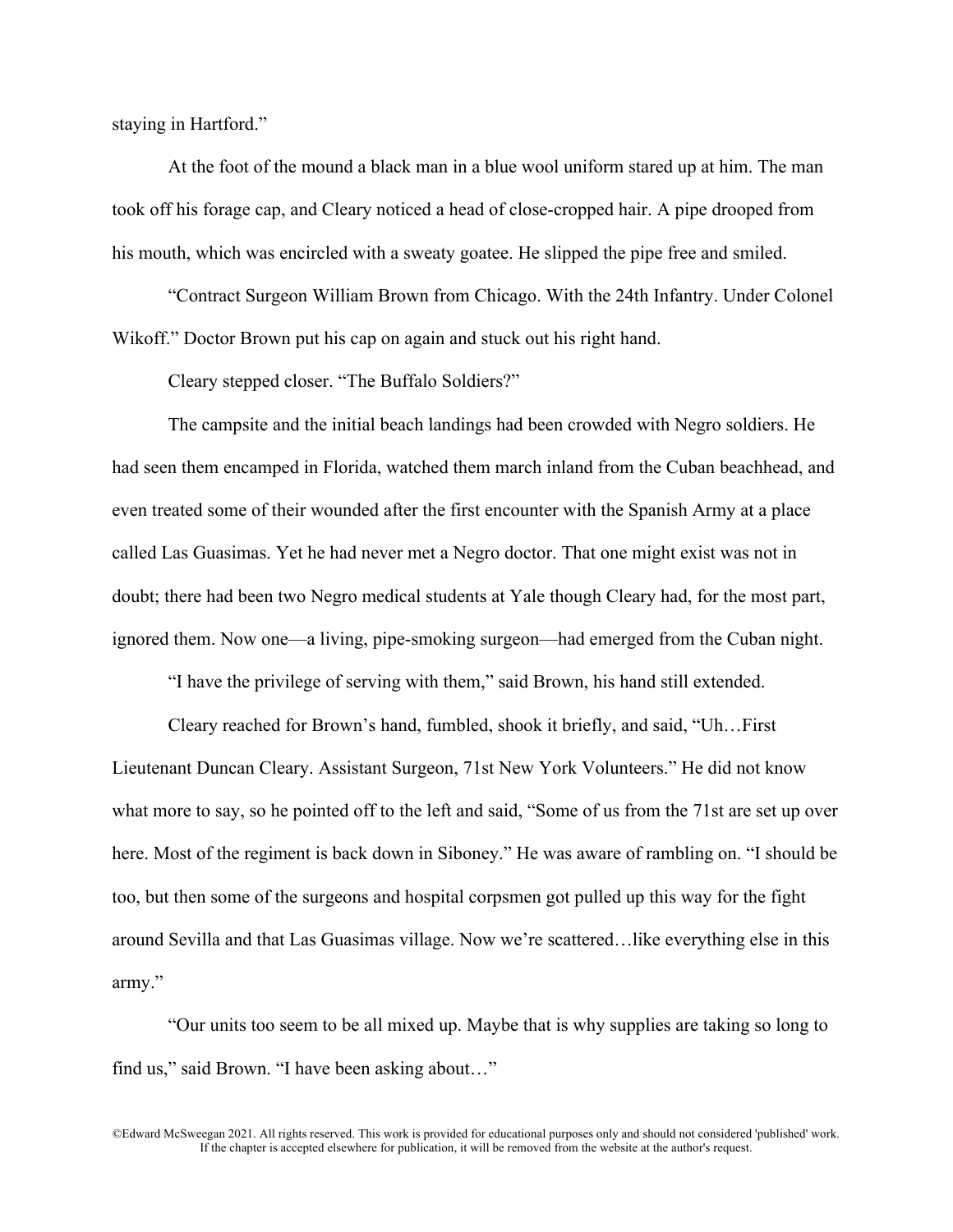staying in Hartford."

At the foot of the mound a black man in a blue wool uniform stared up at him. The man took off his forage cap, and Cleary noticed a head of close-cropped hair. A pipe drooped from his mouth, which was encircled with a sweaty goatee. He slipped the pipe free and smiled.

"Contract Surgeon William Brown from Chicago. With the 24th Infantry. Under Colonel Wikoff." Doctor Brown put his cap on again and stuck out his right hand.

Cleary stepped closer. "The Buffalo Soldiers?"

The campsite and the initial beach landings had been crowded with Negro soldiers. He had seen them encamped in Florida, watched them march inland from the Cuban beachhead, and even treated some of their wounded after the first encounter with the Spanish Army at a place called Las Guasimas. Yet he had never met a Negro doctor. That one might exist was not in doubt; there had been two Negro medical students at Yale though Cleary had, for the most part, ignored them. Now one—a living, pipe-smoking surgeon—had emerged from the Cuban night.

"I have the privilege of serving with them," said Brown, his hand still extended.

Cleary reached for Brown's hand, fumbled, shook it briefly, and said, "Uh…First Lieutenant Duncan Cleary. Assistant Surgeon, 71st New York Volunteers." He did not know what more to say, so he pointed off to the left and said, "Some of us from the 71st are set up over here. Most of the regiment is back down in Siboney." He was aware of rambling on. "I should be too, but then some of the surgeons and hospital corpsmen got pulled up this way for the fight around Sevilla and that Las Guasimas village. Now we're scattered…like everything else in this army."

"Our units too seem to be all mixed up. Maybe that is why supplies are taking so long to find us," said Brown. "I have been asking about…"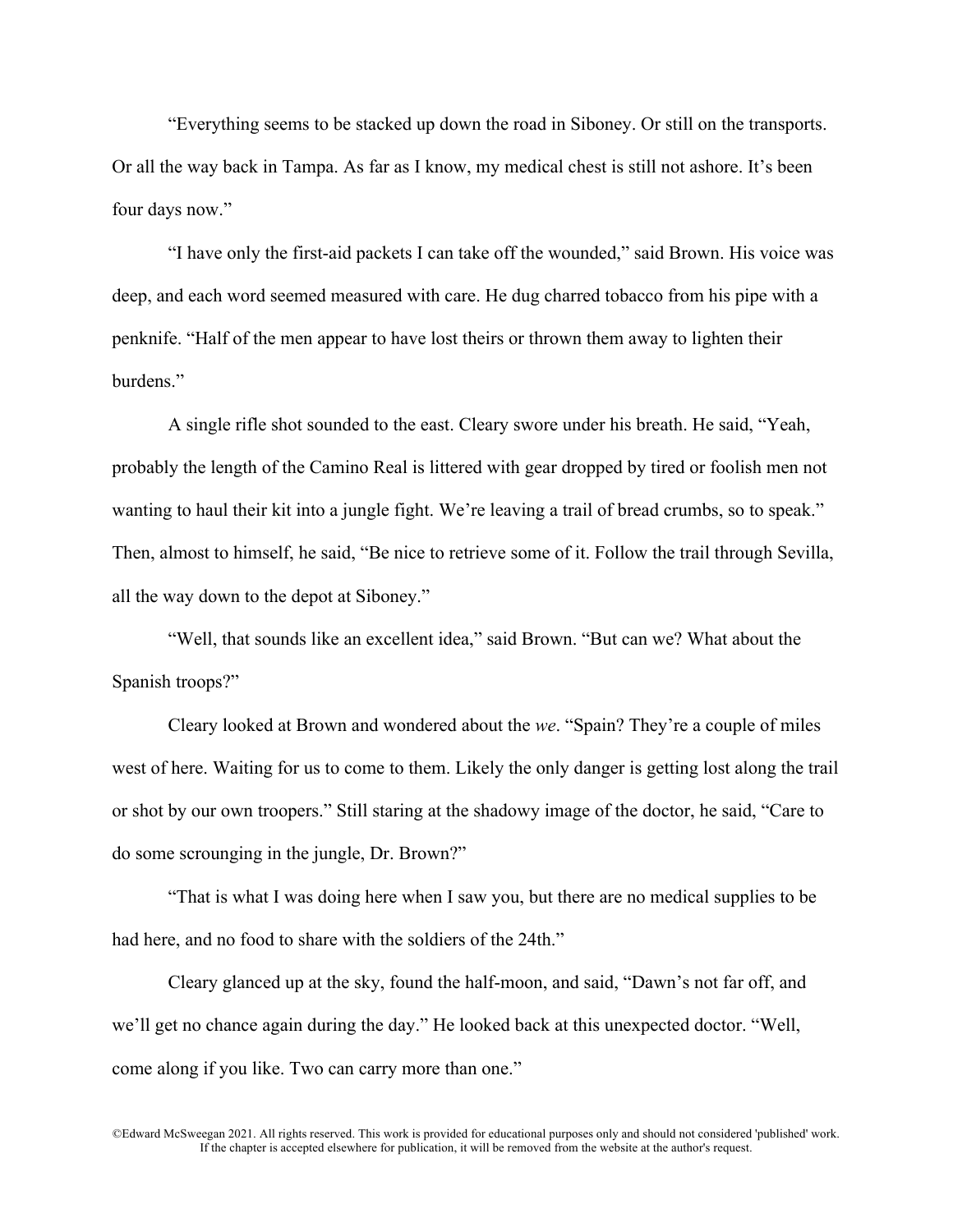"Everything seems to be stacked up down the road in Siboney. Or still on the transports. Or all the way back in Tampa. As far as I know, my medical chest is still not ashore. It's been four days now."

"I have only the first-aid packets I can take off the wounded," said Brown. His voice was deep, and each word seemed measured with care. He dug charred tobacco from his pipe with a penknife. "Half of the men appear to have lost theirs or thrown them away to lighten their burdens."

A single rifle shot sounded to the east. Cleary swore under his breath. He said, "Yeah, probably the length of the Camino Real is littered with gear dropped by tired or foolish men not wanting to haul their kit into a jungle fight. We're leaving a trail of bread crumbs, so to speak." Then, almost to himself, he said, "Be nice to retrieve some of it. Follow the trail through Sevilla, all the way down to the depot at Siboney."

"Well, that sounds like an excellent idea," said Brown. "But can we? What about the Spanish troops?"

Cleary looked at Brown and wondered about the *we*. "Spain? They're a couple of miles west of here. Waiting for us to come to them. Likely the only danger is getting lost along the trail or shot by our own troopers." Still staring at the shadowy image of the doctor, he said, "Care to do some scrounging in the jungle, Dr. Brown?"

"That is what I was doing here when I saw you, but there are no medical supplies to be had here, and no food to share with the soldiers of the 24th."

Cleary glanced up at the sky, found the half-moon, and said, "Dawn's not far off, and we'll get no chance again during the day." He looked back at this unexpected doctor. "Well, come along if you like. Two can carry more than one."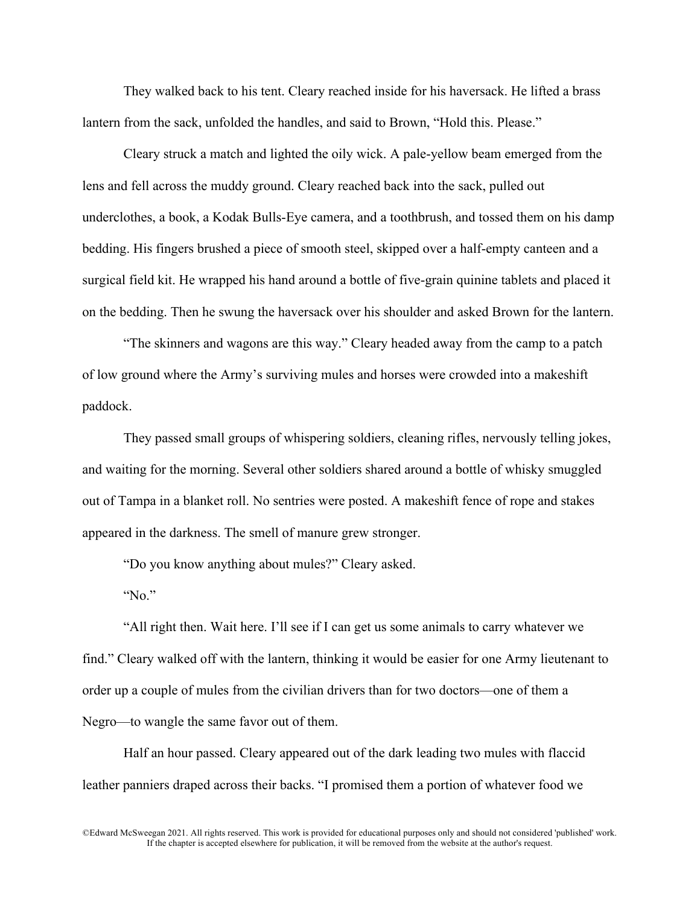They walked back to his tent. Cleary reached inside for his haversack. He lifted a brass lantern from the sack, unfolded the handles, and said to Brown, "Hold this. Please."

Cleary struck a match and lighted the oily wick. A pale-yellow beam emerged from the lens and fell across the muddy ground. Cleary reached back into the sack, pulled out underclothes, a book, a Kodak Bulls-Eye camera, and a toothbrush, and tossed them on his damp bedding. His fingers brushed a piece of smooth steel, skipped over a half-empty canteen and a surgical field kit. He wrapped his hand around a bottle of five-grain quinine tablets and placed it on the bedding. Then he swung the haversack over his shoulder and asked Brown for the lantern.

"The skinners and wagons are this way." Cleary headed away from the camp to a patch of low ground where the Army's surviving mules and horses were crowded into a makeshift paddock.

They passed small groups of whispering soldiers, cleaning rifles, nervously telling jokes, and waiting for the morning. Several other soldiers shared around a bottle of whisky smuggled out of Tampa in a blanket roll. No sentries were posted. A makeshift fence of rope and stakes appeared in the darkness. The smell of manure grew stronger.

"Do you know anything about mules?" Cleary asked.

"No."

"All right then. Wait here. I'll see if I can get us some animals to carry whatever we find." Cleary walked off with the lantern, thinking it would be easier for one Army lieutenant to order up a couple of mules from the civilian drivers than for two doctors—one of them a Negro—to wangle the same favor out of them.

Half an hour passed. Cleary appeared out of the dark leading two mules with flaccid leather panniers draped across their backs. "I promised them a portion of whatever food we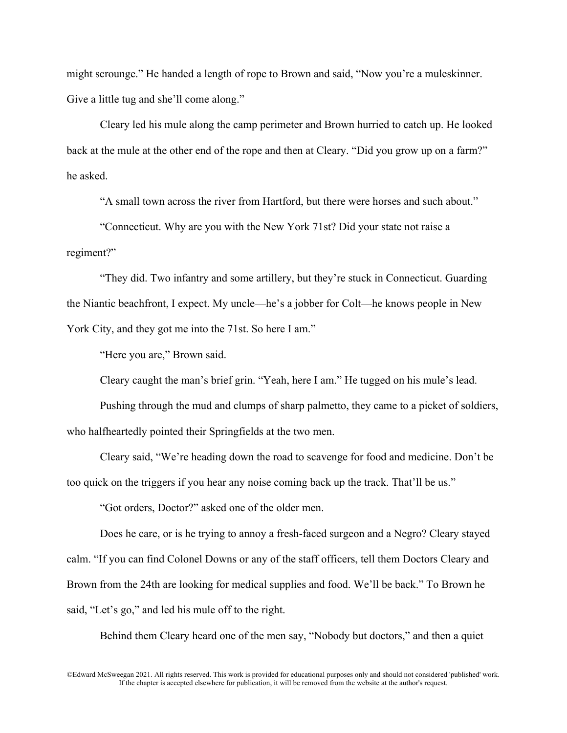might scrounge." He handed a length of rope to Brown and said, "Now you're a muleskinner. Give a little tug and she'll come along."

Cleary led his mule along the camp perimeter and Brown hurried to catch up. He looked back at the mule at the other end of the rope and then at Cleary. "Did you grow up on a farm?" he asked.

"A small town across the river from Hartford, but there were horses and such about."

"Connecticut. Why are you with the New York 71st? Did your state not raise a regiment?"

"They did. Two infantry and some artillery, but they're stuck in Connecticut. Guarding the Niantic beachfront, I expect. My uncle—he's a jobber for Colt—he knows people in New York City, and they got me into the 71st. So here I am."

"Here you are," Brown said.

Cleary caught the man's brief grin. "Yeah, here I am." He tugged on his mule's lead.

Pushing through the mud and clumps of sharp palmetto, they came to a picket of soldiers, who halfheartedly pointed their Springfields at the two men.

Cleary said, "We're heading down the road to scavenge for food and medicine. Don't be too quick on the triggers if you hear any noise coming back up the track. That'll be us."

"Got orders, Doctor?" asked one of the older men.

Does he care, or is he trying to annoy a fresh-faced surgeon and a Negro? Cleary stayed calm. "If you can find Colonel Downs or any of the staff officers, tell them Doctors Cleary and Brown from the 24th are looking for medical supplies and food. We'll be back." To Brown he said, "Let's go," and led his mule off to the right.

Behind them Cleary heard one of the men say, "Nobody but doctors," and then a quiet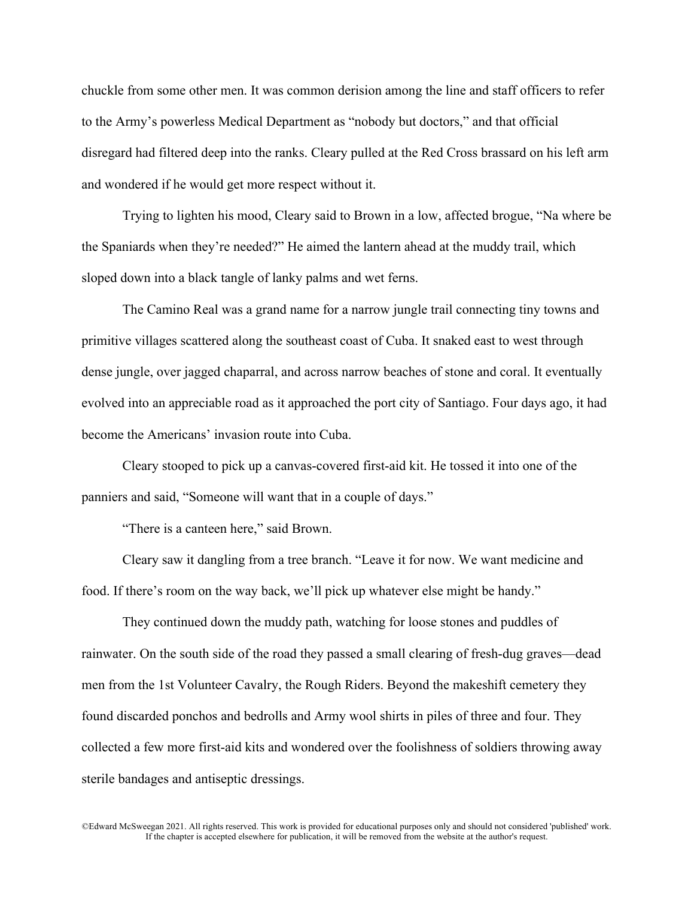chuckle from some other men. It was common derision among the line and staff officers to refer to the Army's powerless Medical Department as "nobody but doctors," and that official disregard had filtered deep into the ranks. Cleary pulled at the Red Cross brassard on his left arm and wondered if he would get more respect without it.

Trying to lighten his mood, Cleary said to Brown in a low, affected brogue, "Na where be the Spaniards when they're needed?" He aimed the lantern ahead at the muddy trail, which sloped down into a black tangle of lanky palms and wet ferns.

The Camino Real was a grand name for a narrow jungle trail connecting tiny towns and primitive villages scattered along the southeast coast of Cuba. It snaked east to west through dense jungle, over jagged chaparral, and across narrow beaches of stone and coral. It eventually evolved into an appreciable road as it approached the port city of Santiago. Four days ago, it had become the Americans' invasion route into Cuba.

Cleary stooped to pick up a canvas-covered first-aid kit. He tossed it into one of the panniers and said, "Someone will want that in a couple of days."

"There is a canteen here," said Brown.

Cleary saw it dangling from a tree branch. "Leave it for now. We want medicine and food. If there's room on the way back, we'll pick up whatever else might be handy."

They continued down the muddy path, watching for loose stones and puddles of rainwater. On the south side of the road they passed a small clearing of fresh-dug graves—dead men from the 1st Volunteer Cavalry, the Rough Riders. Beyond the makeshift cemetery they found discarded ponchos and bedrolls and Army wool shirts in piles of three and four. They collected a few more first-aid kits and wondered over the foolishness of soldiers throwing away sterile bandages and antiseptic dressings.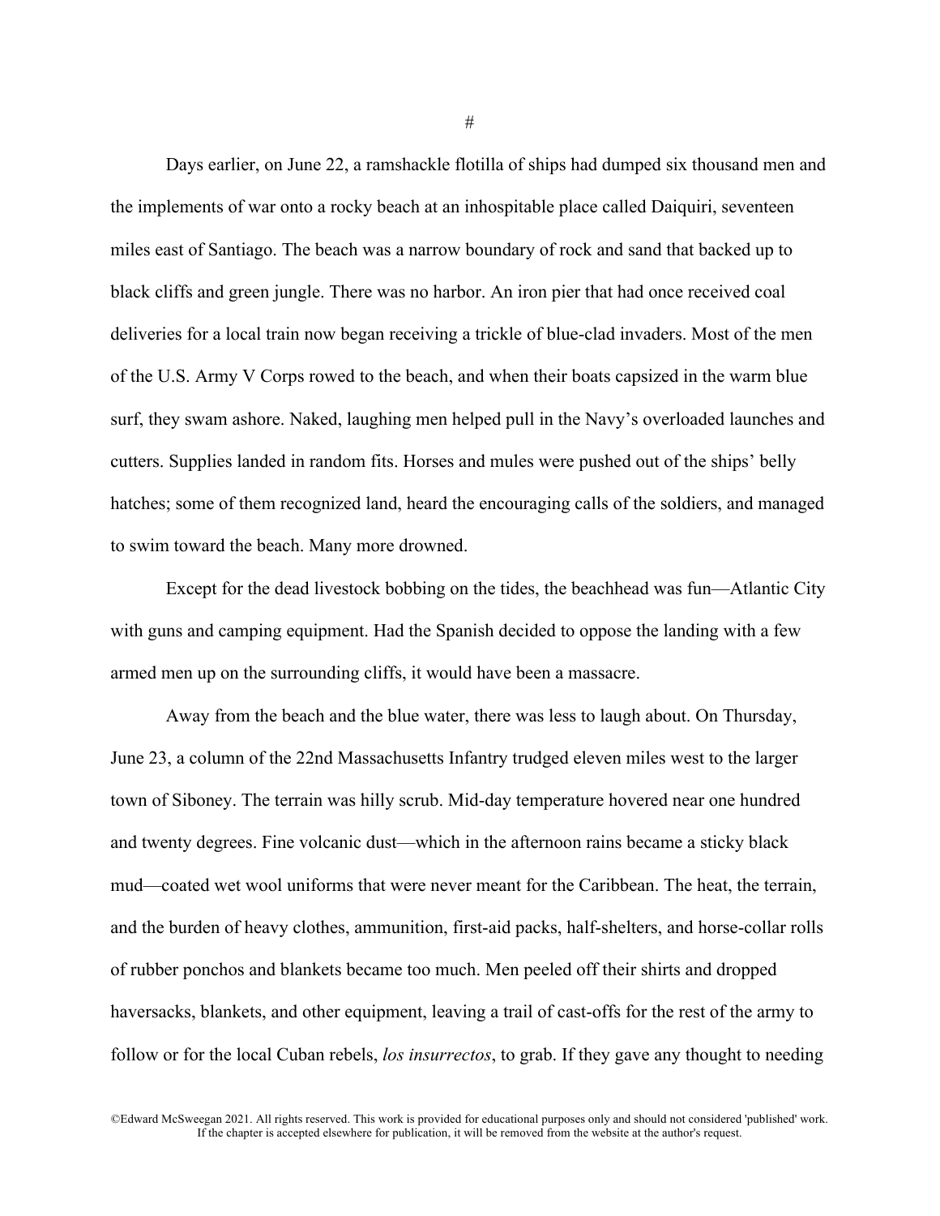#

Days earlier, on June 22, a ramshackle flotilla of ships had dumped six thousand men and the implements of war onto a rocky beach at an inhospitable place called Daiquiri, seventeen miles east of Santiago. The beach was a narrow boundary of rock and sand that backed up to black cliffs and green jungle. There was no harbor. An iron pier that had once received coal deliveries for a local train now began receiving a trickle of blue-clad invaders. Most of the men of the U.S. Army V Corps rowed to the beach, and when their boats capsized in the warm blue surf, they swam ashore. Naked, laughing men helped pull in the Navy's overloaded launches and cutters. Supplies landed in random fits. Horses and mules were pushed out of the ships' belly hatches; some of them recognized land, heard the encouraging calls of the soldiers, and managed to swim toward the beach. Many more drowned.

Except for the dead livestock bobbing on the tides, the beachhead was fun—Atlantic City with guns and camping equipment. Had the Spanish decided to oppose the landing with a few armed men up on the surrounding cliffs, it would have been a massacre.

Away from the beach and the blue water, there was less to laugh about. On Thursday, June 23, a column of the 22nd Massachusetts Infantry trudged eleven miles west to the larger town of Siboney. The terrain was hilly scrub. Mid-day temperature hovered near one hundred and twenty degrees. Fine volcanic dust—which in the afternoon rains became a sticky black mud—coated wet wool uniforms that were never meant for the Caribbean. The heat, the terrain, and the burden of heavy clothes, ammunition, first-aid packs, half-shelters, and horse-collar rolls of rubber ponchos and blankets became too much. Men peeled off their shirts and dropped haversacks, blankets, and other equipment, leaving a trail of cast-offs for the rest of the army to follow or for the local Cuban rebels, *los insurrectos*, to grab. If they gave any thought to needing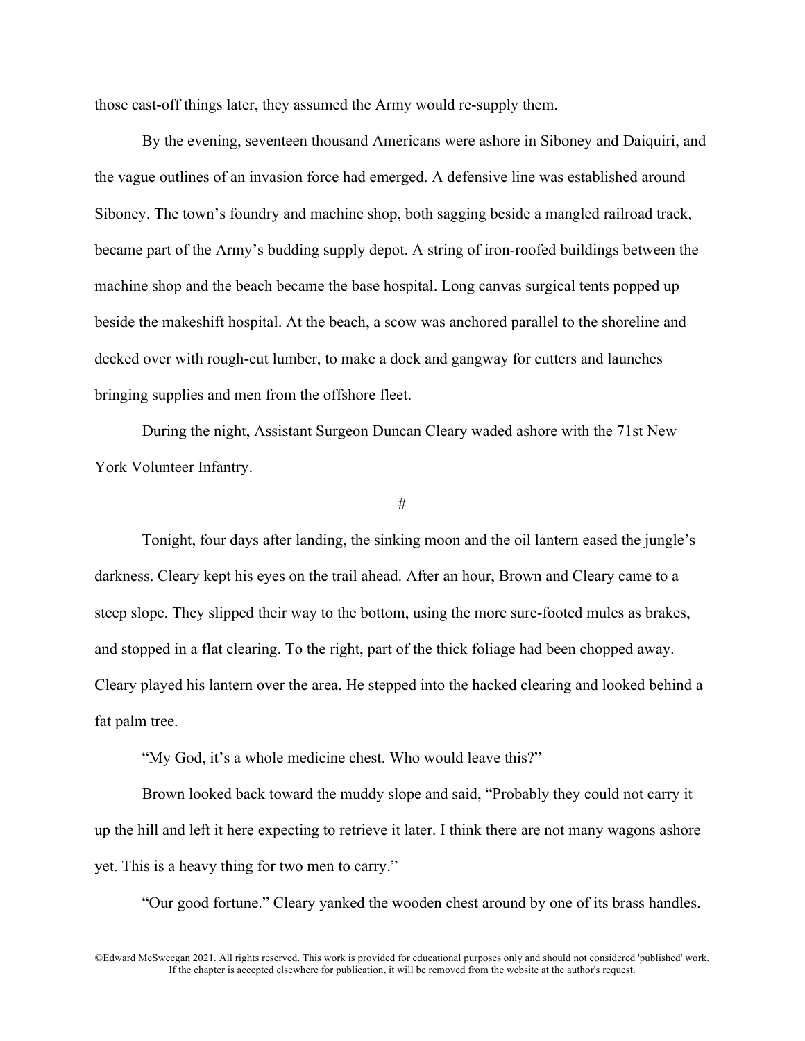those cast-off things later, they assumed the Army would re-supply them.

By the evening, seventeen thousand Americans were ashore in Siboney and Daiquiri, and the vague outlines of an invasion force had emerged. A defensive line was established around Siboney. The town's foundry and machine shop, both sagging beside a mangled railroad track, became part of the Army's budding supply depot. A string of iron-roofed buildings between the machine shop and the beach became the base hospital. Long canvas surgical tents popped up beside the makeshift hospital. At the beach, a scow was anchored parallel to the shoreline and decked over with rough-cut lumber, to make a dock and gangway for cutters and launches bringing supplies and men from the offshore fleet.

During the night, Assistant Surgeon Duncan Cleary waded ashore with the 71st New York Volunteer Infantry.

#

Tonight, four days after landing, the sinking moon and the oil lantern eased the jungle's darkness. Cleary kept his eyes on the trail ahead. After an hour, Brown and Cleary came to a steep slope. They slipped their way to the bottom, using the more sure-footed mules as brakes, and stopped in a flat clearing. To the right, part of the thick foliage had been chopped away. Cleary played his lantern over the area. He stepped into the hacked clearing and looked behind a fat palm tree.

"My God, it's a whole medicine chest. Who would leave this?"

Brown looked back toward the muddy slope and said, "Probably they could not carry it up the hill and left it here expecting to retrieve it later. I think there are not many wagons ashore yet. This is a heavy thing for two men to carry."

"Our good fortune." Cleary yanked the wooden chest around by one of its brass handles.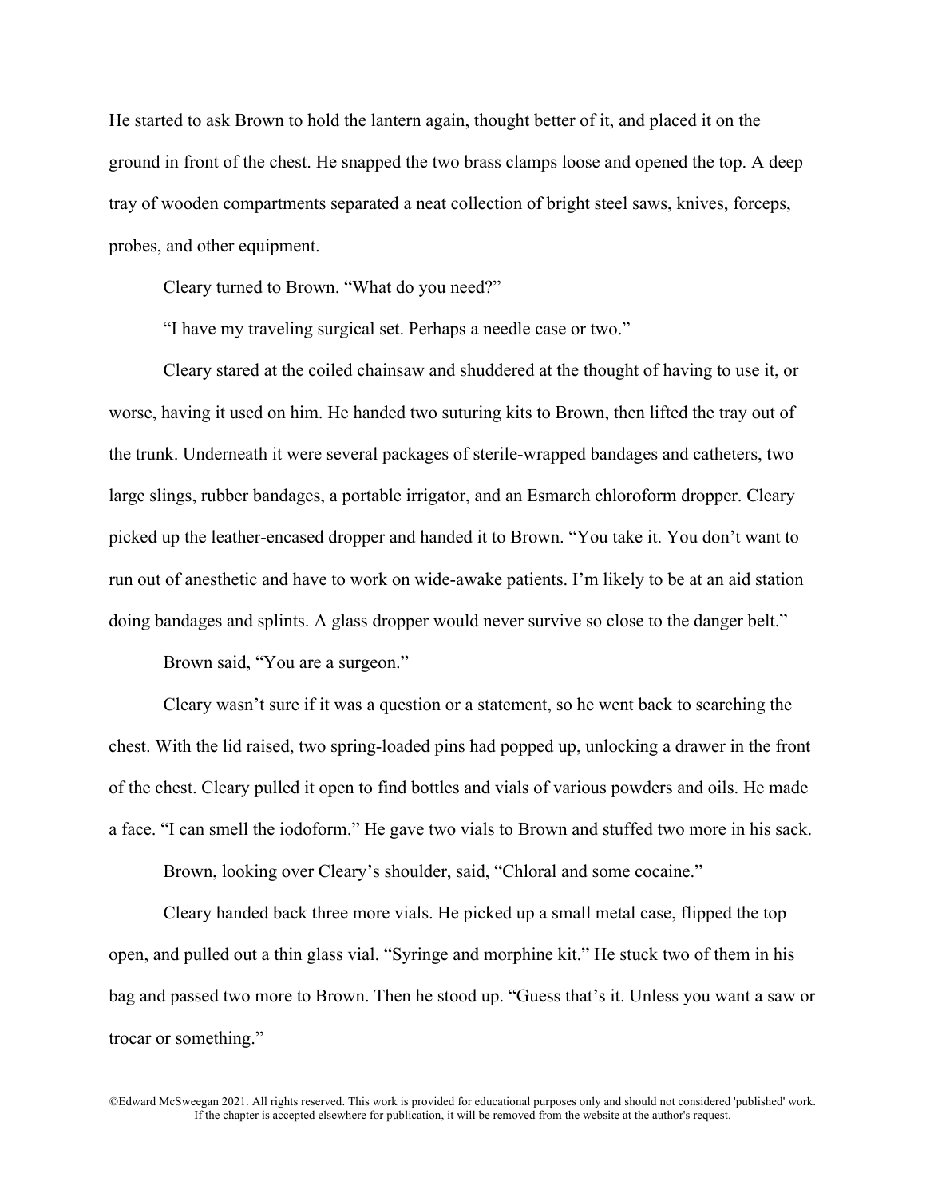He started to ask Brown to hold the lantern again, thought better of it, and placed it on the ground in front of the chest. He snapped the two brass clamps loose and opened the top. A deep tray of wooden compartments separated a neat collection of bright steel saws, knives, forceps, probes, and other equipment.

Cleary turned to Brown. "What do you need?"

"I have my traveling surgical set. Perhaps a needle case or two."

Cleary stared at the coiled chainsaw and shuddered at the thought of having to use it, or worse, having it used on him. He handed two suturing kits to Brown, then lifted the tray out of the trunk. Underneath it were several packages of sterile-wrapped bandages and catheters, two large slings, rubber bandages, a portable irrigator, and an Esmarch chloroform dropper. Cleary picked up the leather-encased dropper and handed it to Brown. "You take it. You don't want to run out of anesthetic and have to work on wide-awake patients. I'm likely to be at an aid station doing bandages and splints. A glass dropper would never survive so close to the danger belt."

Brown said, "You are a surgeon."

Cleary wasn't sure if it was a question or a statement, so he went back to searching the chest. With the lid raised, two spring-loaded pins had popped up, unlocking a drawer in the front of the chest. Cleary pulled it open to find bottles and vials of various powders and oils. He made a face. "I can smell the iodoform." He gave two vials to Brown and stuffed two more in his sack.

Brown, looking over Cleary's shoulder, said, "Chloral and some cocaine."

Cleary handed back three more vials. He picked up a small metal case, flipped the top open, and pulled out a thin glass vial. "Syringe and morphine kit." He stuck two of them in his bag and passed two more to Brown. Then he stood up. "Guess that's it. Unless you want a saw or trocar or something."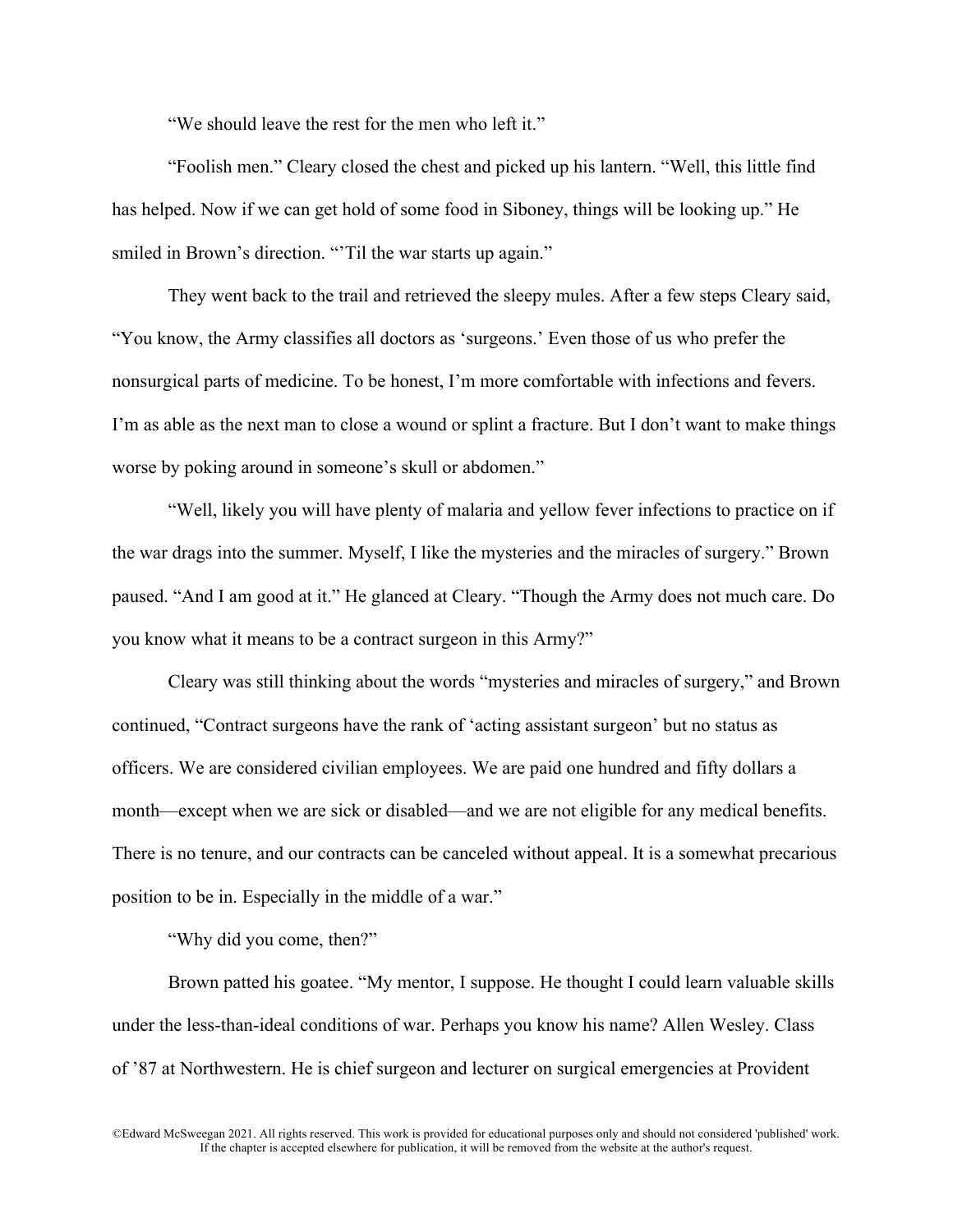"We should leave the rest for the men who left it."

"Foolish men." Cleary closed the chest and picked up his lantern. "Well, this little find has helped. Now if we can get hold of some food in Siboney, things will be looking up." He smiled in Brown's direction. "'Til the war starts up again."

They went back to the trail and retrieved the sleepy mules. After a few steps Cleary said, "You know, the Army classifies all doctors as 'surgeons.' Even those of us who prefer the nonsurgical parts of medicine. To be honest, I'm more comfortable with infections and fevers. I'm as able as the next man to close a wound or splint a fracture. But I don't want to make things worse by poking around in someone's skull or abdomen."

"Well, likely you will have plenty of malaria and yellow fever infections to practice on if the war drags into the summer. Myself, I like the mysteries and the miracles of surgery." Brown paused. "And I am good at it." He glanced at Cleary. "Though the Army does not much care. Do you know what it means to be a contract surgeon in this Army?"

Cleary was still thinking about the words "mysteries and miracles of surgery," and Brown continued, "Contract surgeons have the rank of 'acting assistant surgeon' but no status as officers. We are considered civilian employees. We are paid one hundred and fifty dollars a month—except when we are sick or disabled—and we are not eligible for any medical benefits. There is no tenure, and our contracts can be canceled without appeal. It is a somewhat precarious position to be in. Especially in the middle of a war."

"Why did you come, then?"

Brown patted his goatee. "My mentor, I suppose. He thought I could learn valuable skills under the less-than-ideal conditions of war. Perhaps you know his name? Allen Wesley. Class of '87 at Northwestern. He is chief surgeon and lecturer on surgical emergencies at Provident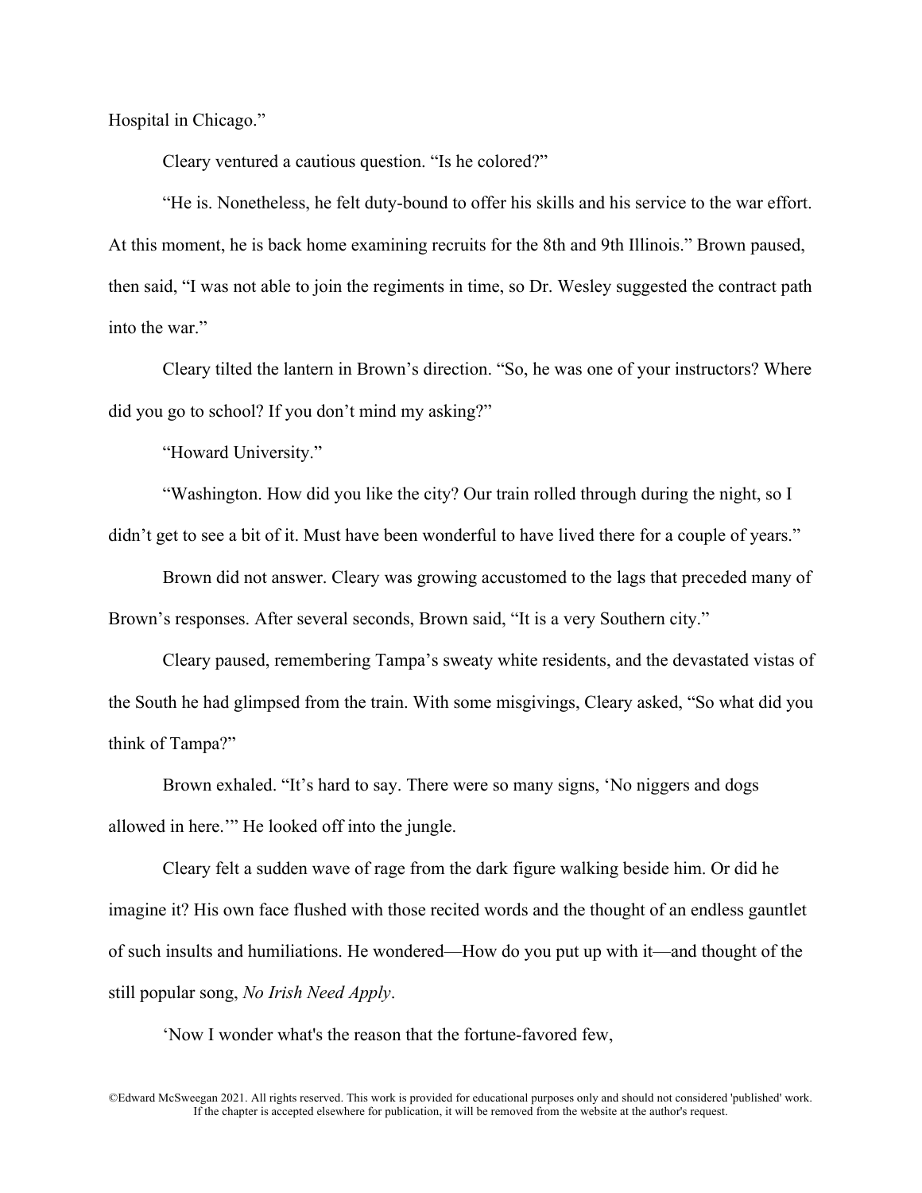Hospital in Chicago."

Cleary ventured a cautious question. "Is he colored?"

"He is. Nonetheless, he felt duty-bound to offer his skills and his service to the war effort. At this moment, he is back home examining recruits for the 8th and 9th Illinois." Brown paused, then said, "I was not able to join the regiments in time, so Dr. Wesley suggested the contract path into the war."

Cleary tilted the lantern in Brown's direction. "So, he was one of your instructors? Where did you go to school? If you don't mind my asking?"

"Howard University."

"Washington. How did you like the city? Our train rolled through during the night, so I didn't get to see a bit of it. Must have been wonderful to have lived there for a couple of years."

Brown did not answer. Cleary was growing accustomed to the lags that preceded many of Brown's responses. After several seconds, Brown said, "It is a very Southern city."

Cleary paused, remembering Tampa's sweaty white residents, and the devastated vistas of the South he had glimpsed from the train. With some misgivings, Cleary asked, "So what did you think of Tampa?"

Brown exhaled. "It's hard to say. There were so many signs, 'No niggers and dogs allowed in here.'" He looked off into the jungle.

Cleary felt a sudden wave of rage from the dark figure walking beside him. Or did he imagine it? His own face flushed with those recited words and the thought of an endless gauntlet of such insults and humiliations. He wondered—How do you put up with it—and thought of the still popular song, *No Irish Need Apply*.

'Now I wonder what's the reason that the fortune-favored few,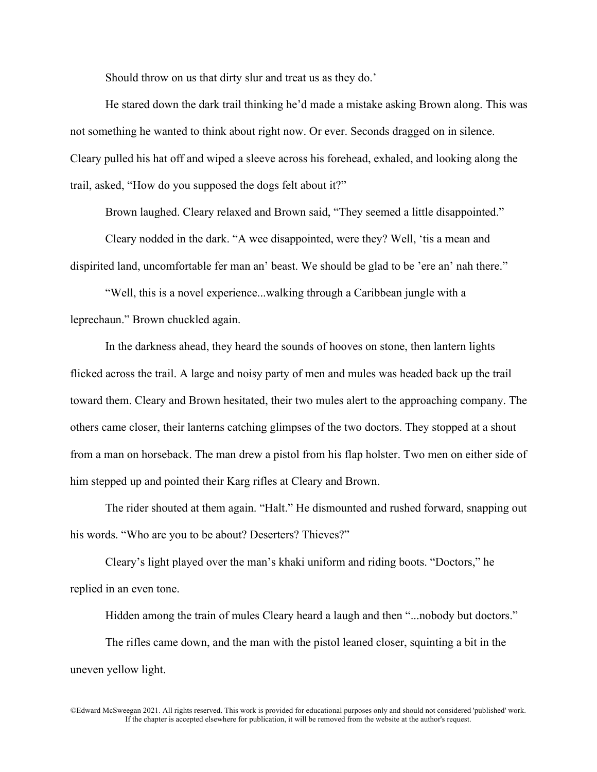Should throw on us that dirty slur and treat us as they do.'

He stared down the dark trail thinking he'd made a mistake asking Brown along. This was not something he wanted to think about right now. Or ever. Seconds dragged on in silence. Cleary pulled his hat off and wiped a sleeve across his forehead, exhaled, and looking along the trail, asked, "How do you supposed the dogs felt about it?"

Brown laughed. Cleary relaxed and Brown said, "They seemed a little disappointed."

Cleary nodded in the dark. "A wee disappointed, were they? Well, 'tis a mean and dispirited land, uncomfortable fer man an' beast. We should be glad to be 'ere an' nah there."

"Well, this is a novel experience...walking through a Caribbean jungle with a leprechaun." Brown chuckled again.

In the darkness ahead, they heard the sounds of hooves on stone, then lantern lights flicked across the trail. A large and noisy party of men and mules was headed back up the trail toward them. Cleary and Brown hesitated, their two mules alert to the approaching company. The others came closer, their lanterns catching glimpses of the two doctors. They stopped at a shout from a man on horseback. The man drew a pistol from his flap holster. Two men on either side of him stepped up and pointed their Karg rifles at Cleary and Brown.

The rider shouted at them again. "Halt." He dismounted and rushed forward, snapping out his words. "Who are you to be about? Deserters? Thieves?"

Cleary's light played over the man's khaki uniform and riding boots. "Doctors," he replied in an even tone.

Hidden among the train of mules Cleary heard a laugh and then "...nobody but doctors."

The rifles came down, and the man with the pistol leaned closer, squinting a bit in the uneven yellow light.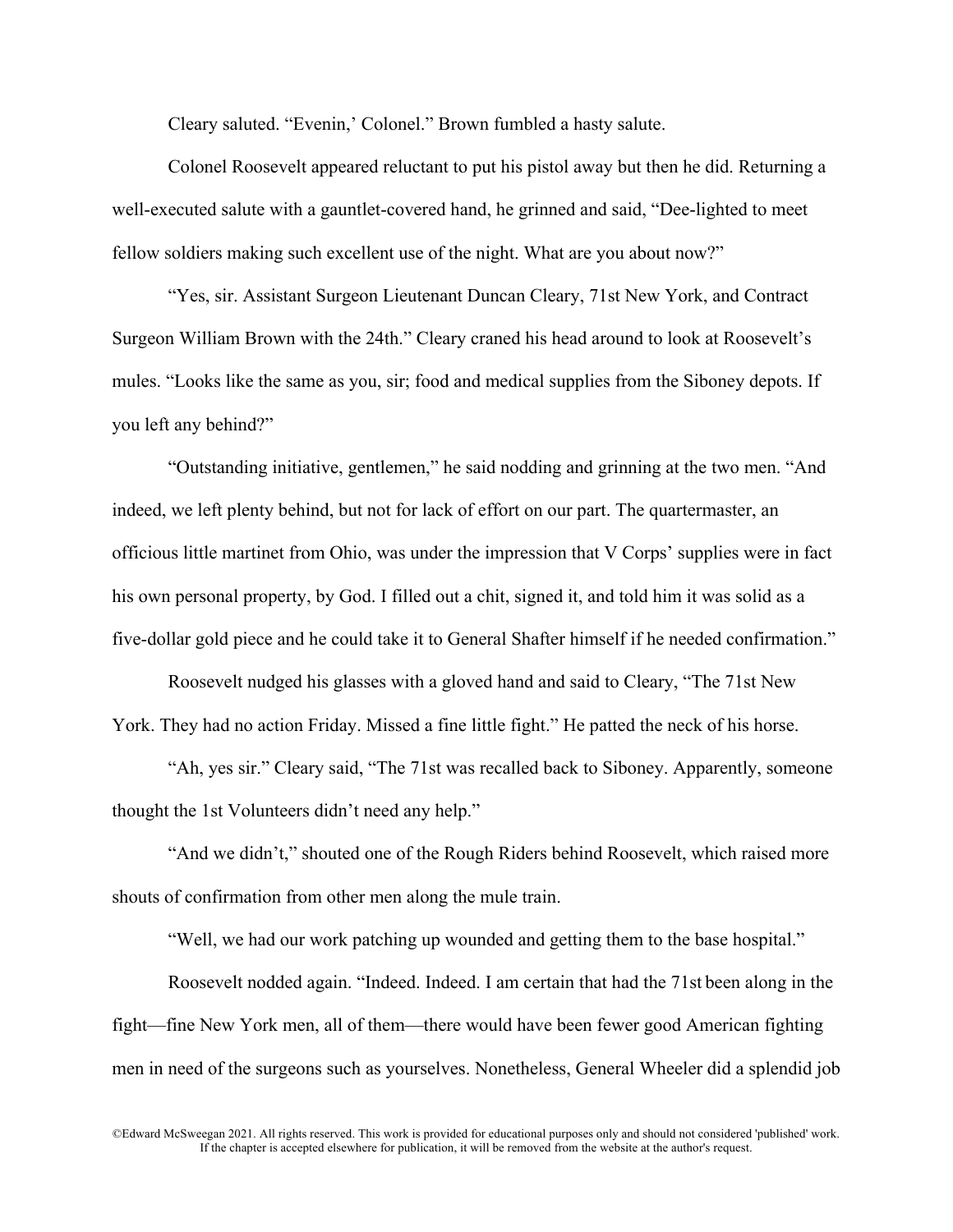Cleary saluted. "Evenin,' Colonel." Brown fumbled a hasty salute.

Colonel Roosevelt appeared reluctant to put his pistol away but then he did. Returning a well-executed salute with a gauntlet-covered hand, he grinned and said, "Dee-lighted to meet fellow soldiers making such excellent use of the night. What are you about now?"

"Yes, sir. Assistant Surgeon Lieutenant Duncan Cleary, 71st New York, and Contract Surgeon William Brown with the 24th." Cleary craned his head around to look at Roosevelt's mules. "Looks like the same as you, sir; food and medical supplies from the Siboney depots. If you left any behind?"

"Outstanding initiative, gentlemen," he said nodding and grinning at the two men. "And indeed, we left plenty behind, but not for lack of effort on our part. The quartermaster, an officious little martinet from Ohio, was under the impression that V Corps' supplies were in fact his own personal property, by God. I filled out a chit, signed it, and told him it was solid as a five-dollar gold piece and he could take it to General Shafter himself if he needed confirmation."

Roosevelt nudged his glasses with a gloved hand and said to Cleary, "The 71st New York. They had no action Friday. Missed a fine little fight." He patted the neck of his horse.

"Ah, yes sir." Cleary said, "The 71st was recalled back to Siboney. Apparently, someone thought the 1st Volunteers didn't need any help."

"And we didn't," shouted one of the Rough Riders behind Roosevelt, which raised more shouts of confirmation from other men along the mule train.

"Well, we had our work patching up wounded and getting them to the base hospital."

Roosevelt nodded again. "Indeed. Indeed. I am certain that had the 71st been along in the fight—fine New York men, all of them—there would have been fewer good American fighting men in need of the surgeons such as yourselves. Nonetheless, General Wheeler did a splendid job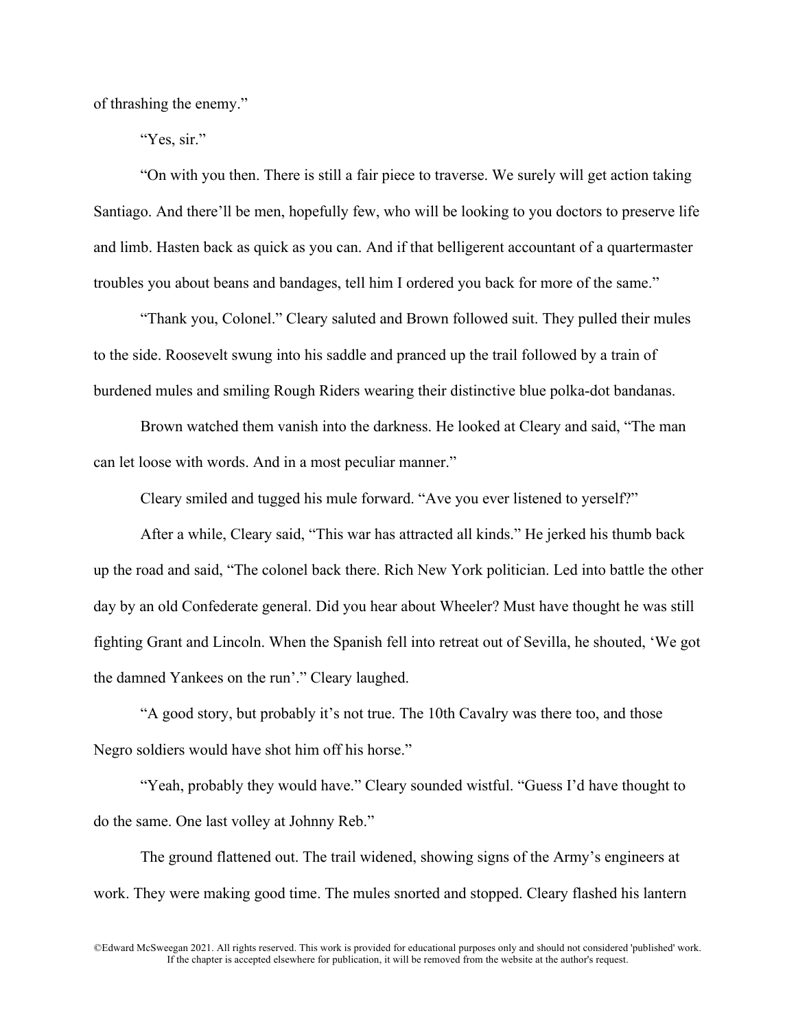of thrashing the enemy."

"Yes, sir."

"On with you then. There is still a fair piece to traverse. We surely will get action taking Santiago. And there'll be men, hopefully few, who will be looking to you doctors to preserve life and limb. Hasten back as quick as you can. And if that belligerent accountant of a quartermaster troubles you about beans and bandages, tell him I ordered you back for more of the same."

"Thank you, Colonel." Cleary saluted and Brown followed suit. They pulled their mules to the side. Roosevelt swung into his saddle and pranced up the trail followed by a train of burdened mules and smiling Rough Riders wearing their distinctive blue polka-dot bandanas.

Brown watched them vanish into the darkness. He looked at Cleary and said, "The man can let loose with words. And in a most peculiar manner."

Cleary smiled and tugged his mule forward. "Ave you ever listened to yerself?"

After a while, Cleary said, "This war has attracted all kinds." He jerked his thumb back up the road and said, "The colonel back there. Rich New York politician. Led into battle the other day by an old Confederate general. Did you hear about Wheeler? Must have thought he was still fighting Grant and Lincoln. When the Spanish fell into retreat out of Sevilla, he shouted, 'We got the damned Yankees on the run'." Cleary laughed.

"A good story, but probably it's not true. The 10th Cavalry was there too, and those Negro soldiers would have shot him off his horse."

"Yeah, probably they would have." Cleary sounded wistful. "Guess I'd have thought to do the same. One last volley at Johnny Reb."

The ground flattened out. The trail widened, showing signs of the Army's engineers at work. They were making good time. The mules snorted and stopped. Cleary flashed his lantern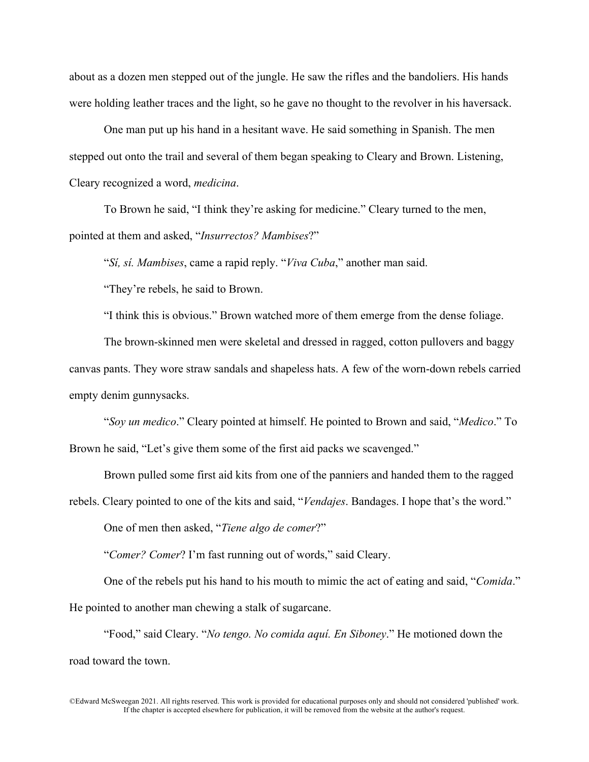about as a dozen men stepped out of the jungle. He saw the rifles and the bandoliers. His hands were holding leather traces and the light, so he gave no thought to the revolver in his haversack.

One man put up his hand in a hesitant wave. He said something in Spanish. The men stepped out onto the trail and several of them began speaking to Cleary and Brown. Listening, Cleary recognized a word, *medicina*.

To Brown he said, "I think they're asking for medicine." Cleary turned to the men, pointed at them and asked, "*Insurrectos? Mambises*?"

"*Sí, sí. Mambises*, came a rapid reply. "*Viva Cuba*," another man said.

"They're rebels, he said to Brown.

"I think this is obvious." Brown watched more of them emerge from the dense foliage.

The brown-skinned men were skeletal and dressed in ragged, cotton pullovers and baggy canvas pants. They wore straw sandals and shapeless hats. A few of the worn-down rebels carried empty denim gunnysacks.

"*Soy un medico*." Cleary pointed at himself. He pointed to Brown and said, "*Medico*." To Brown he said, "Let's give them some of the first aid packs we scavenged."

Brown pulled some first aid kits from one of the panniers and handed them to the ragged rebels. Cleary pointed to one of the kits and said, "*Vendajes*. Bandages. I hope that's the word."

One of men then asked, "*Tiene algo de comer*?"

"*Comer? Comer*? I'm fast running out of words," said Cleary.

One of the rebels put his hand to his mouth to mimic the act of eating and said, "*Comida*." He pointed to another man chewing a stalk of sugarcane.

"Food," said Cleary. "*No tengo. No comida aquí. En Siboney*." He motioned down the road toward the town.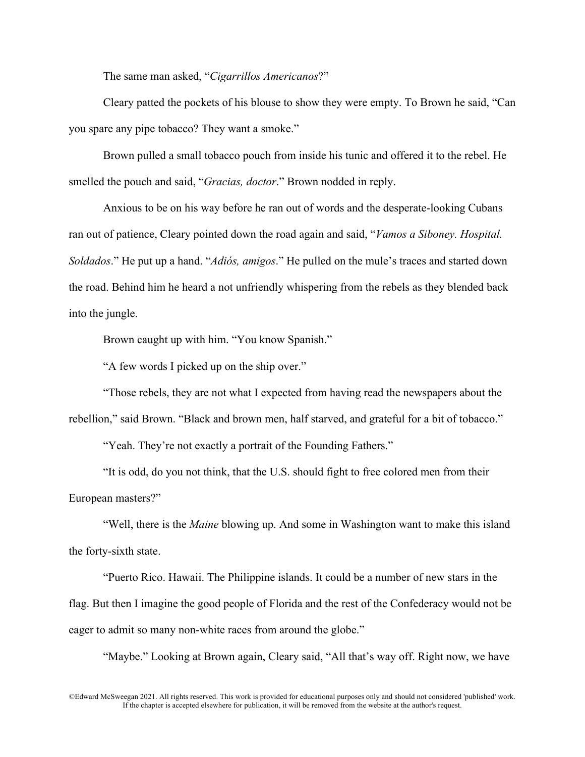The same man asked, "*Cigarrillos Americanos*?"

Cleary patted the pockets of his blouse to show they were empty. To Brown he said, "Can you spare any pipe tobacco? They want a smoke."

Brown pulled a small tobacco pouch from inside his tunic and offered it to the rebel. He smelled the pouch and said, "*Gracias, doctor*." Brown nodded in reply.

Anxious to be on his way before he ran out of words and the desperate-looking Cubans ran out of patience, Cleary pointed down the road again and said, "*Vamos a Siboney. Hospital. Soldados*." He put up a hand. "*Adiós, amigos*." He pulled on the mule's traces and started down the road. Behind him he heard a not unfriendly whispering from the rebels as they blended back into the jungle.

Brown caught up with him. "You know Spanish."

"A few words I picked up on the ship over."

"Those rebels, they are not what I expected from having read the newspapers about the rebellion," said Brown. "Black and brown men, half starved, and grateful for a bit of tobacco."

"Yeah. They're not exactly a portrait of the Founding Fathers."

"It is odd, do you not think, that the U.S. should fight to free colored men from their European masters?"

"Well, there is the *Maine* blowing up. And some in Washington want to make this island the forty-sixth state.

"Puerto Rico. Hawaii. The Philippine islands. It could be a number of new stars in the flag. But then I imagine the good people of Florida and the rest of the Confederacy would not be eager to admit so many non-white races from around the globe."

"Maybe." Looking at Brown again, Cleary said, "All that's way off. Right now, we have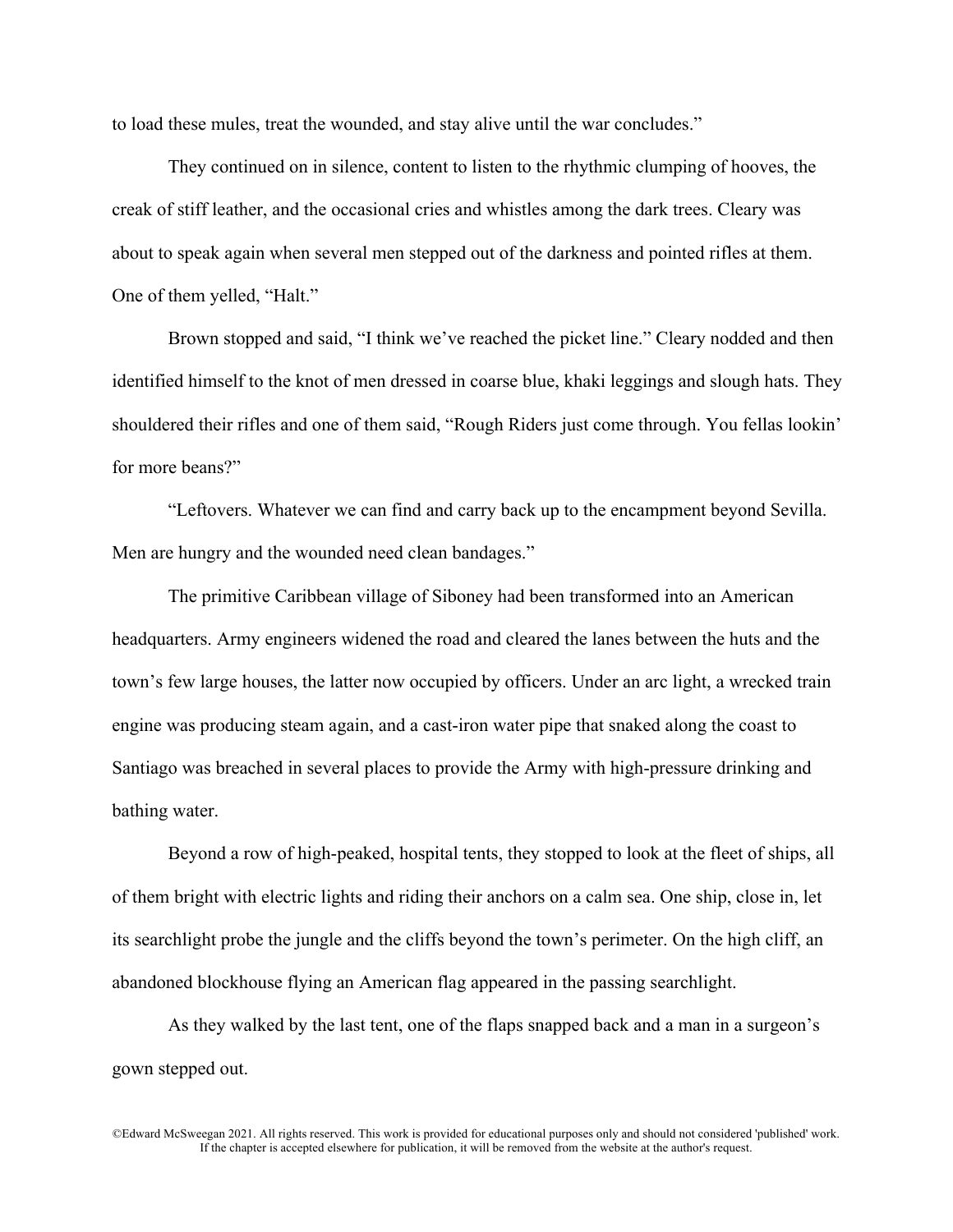to load these mules, treat the wounded, and stay alive until the war concludes."

They continued on in silence, content to listen to the rhythmic clumping of hooves, the creak of stiff leather, and the occasional cries and whistles among the dark trees. Cleary was about to speak again when several men stepped out of the darkness and pointed rifles at them. One of them yelled, "Halt."

Brown stopped and said, "I think we've reached the picket line." Cleary nodded and then identified himself to the knot of men dressed in coarse blue, khaki leggings and slough hats. They shouldered their rifles and one of them said, "Rough Riders just come through. You fellas lookin' for more beans?"

"Leftovers. Whatever we can find and carry back up to the encampment beyond Sevilla. Men are hungry and the wounded need clean bandages."

The primitive Caribbean village of Siboney had been transformed into an American headquarters. Army engineers widened the road and cleared the lanes between the huts and the town's few large houses, the latter now occupied by officers. Under an arc light, a wrecked train engine was producing steam again, and a cast-iron water pipe that snaked along the coast to Santiago was breached in several places to provide the Army with high-pressure drinking and bathing water.

Beyond a row of high-peaked, hospital tents, they stopped to look at the fleet of ships, all of them bright with electric lights and riding their anchors on a calm sea. One ship, close in, let its searchlight probe the jungle and the cliffs beyond the town's perimeter. On the high cliff, an abandoned blockhouse flying an American flag appeared in the passing searchlight.

As they walked by the last tent, one of the flaps snapped back and a man in a surgeon's gown stepped out.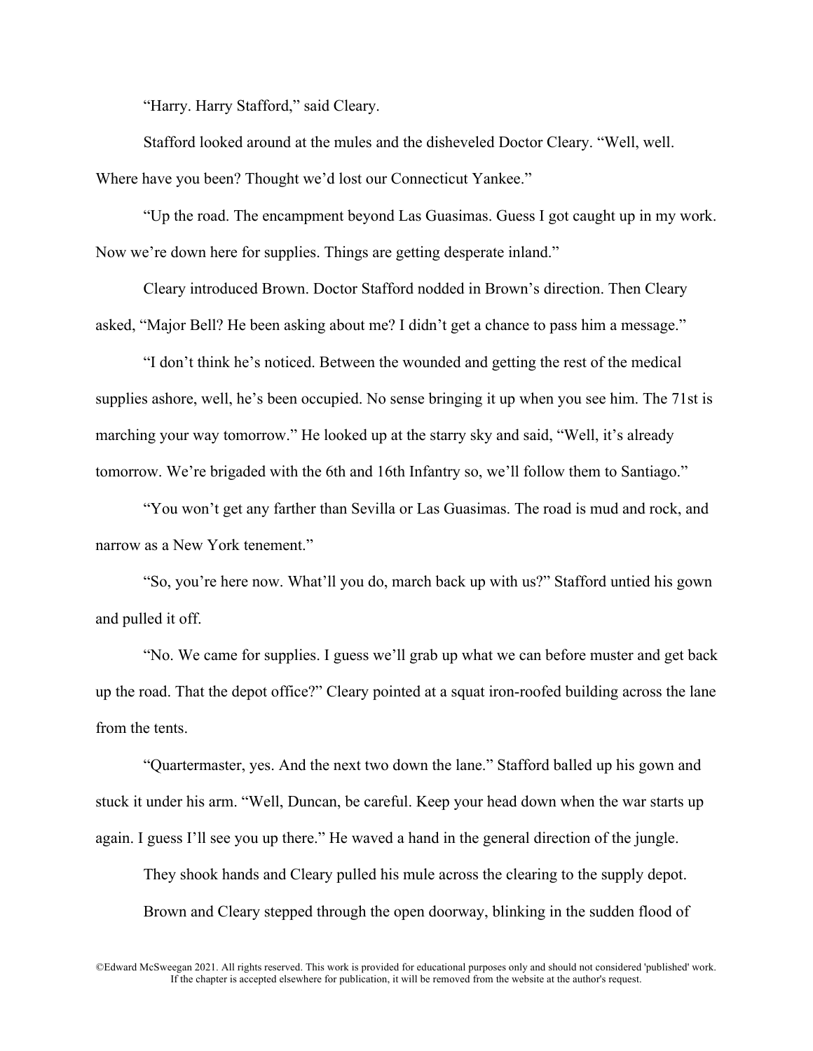"Harry. Harry Stafford," said Cleary.

Stafford looked around at the mules and the disheveled Doctor Cleary. "Well, well. Where have you been? Thought we'd lost our Connecticut Yankee."

"Up the road. The encampment beyond Las Guasimas. Guess I got caught up in my work. Now we're down here for supplies. Things are getting desperate inland."

Cleary introduced Brown. Doctor Stafford nodded in Brown's direction. Then Cleary asked, "Major Bell? He been asking about me? I didn't get a chance to pass him a message."

"I don't think he's noticed. Between the wounded and getting the rest of the medical supplies ashore, well, he's been occupied. No sense bringing it up when you see him. The 71st is marching your way tomorrow." He looked up at the starry sky and said, "Well, it's already tomorrow. We're brigaded with the 6th and 16th Infantry so, we'll follow them to Santiago."

"You won't get any farther than Sevilla or Las Guasimas. The road is mud and rock, and narrow as a New York tenement."

"So, you're here now. What'll you do, march back up with us?" Stafford untied his gown and pulled it off.

"No. We came for supplies. I guess we'll grab up what we can before muster and get back up the road. That the depot office?" Cleary pointed at a squat iron-roofed building across the lane from the tents.

"Quartermaster, yes. And the next two down the lane." Stafford balled up his gown and stuck it under his arm. "Well, Duncan, be careful. Keep your head down when the war starts up again. I guess I'll see you up there." He waved a hand in the general direction of the jungle.

They shook hands and Cleary pulled his mule across the clearing to the supply depot.

Brown and Cleary stepped through the open doorway, blinking in the sudden flood of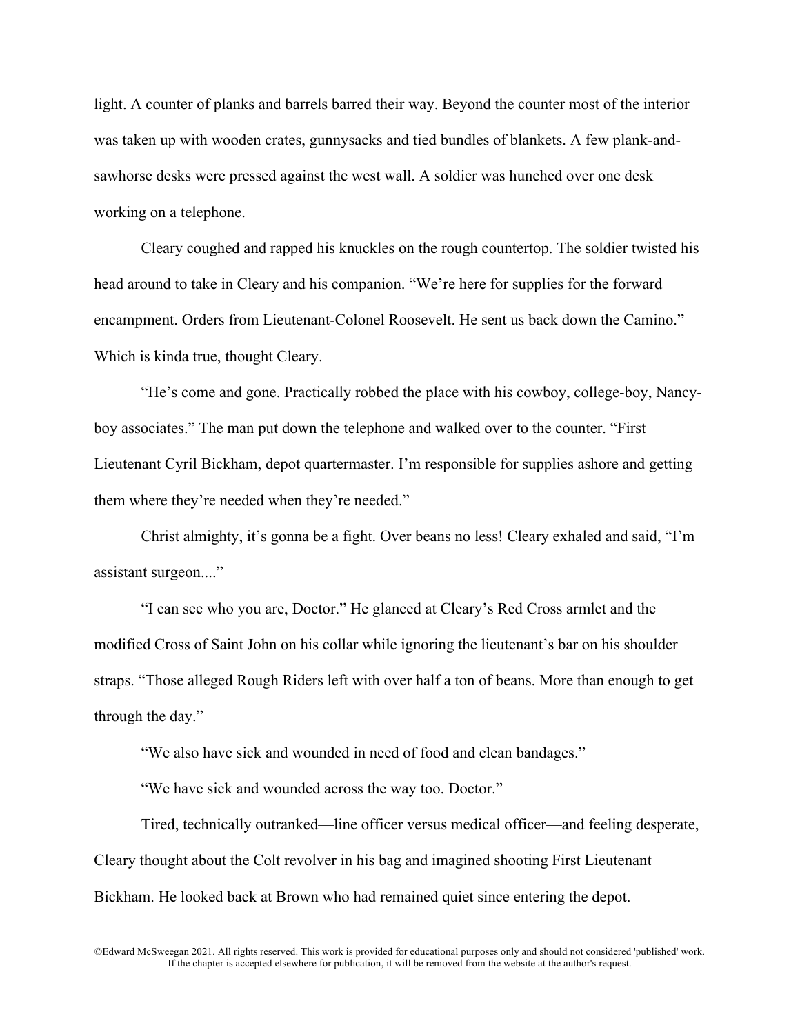light. A counter of planks and barrels barred their way. Beyond the counter most of the interior was taken up with wooden crates, gunnysacks and tied bundles of blankets. A few plank-and-sawhorse desks were pressed against the west wall. A soldier was hunched over one desk working on a telephone.

Cleary coughed and rapped his knuckles on the rough countertop. The soldier twisted his head around to take in Cleary and his companion. “We’re here for supplies for the forward encampment. Orders from Lieutenant-Colonel Roosevelt. He sent us back down the Camino.” Which is kinda true, thought Cleary.

“He’s come and gone. Practically robbed the place with his cowboy, college-boy, Nancy-boy associates.” The man put down the telephone and walked over to the counter. “First Lieutenant Cyril Bickham, depot quartermaster. I’m responsible for supplies ashore and getting them where they’re needed when they’re needed.”

Christ almighty, it’s gonna be a fight. Over beans no less! Cleary exhaled and said, “I’m assistant surgeon....”

“I can see who you are, Doctor.” He glanced at Cleary’s Red Cross armlet and the modified Cross of Saint John on his collar while ignoring the lieutenant’s bar on his shoulder straps. “Those alleged Rough Riders left with over half a ton of beans. More than enough to get through the day.”

“We also have sick and wounded in need of food and clean bandages.”

“We have sick and wounded across the way too. Doctor.”

Tired, technically outranked—line officer versus medical officer—and feeling desperate, Cleary thought about the Colt revolver in his bag and imagined shooting First Lieutenant Bickham. He looked back at Brown who had remained quiet since entering the depot.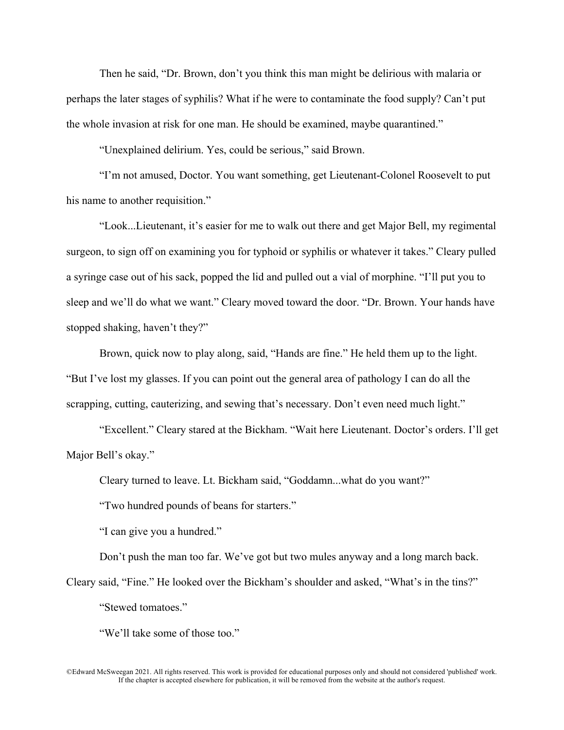Then he said, “Dr. Brown, don’t you think this man might be delirious with malaria or perhaps the later stages of syphilis? What if he were to contaminate the food supply? Can’t put the whole invasion at risk for one man. He should be examined, maybe quarantined.”

“Unexplained delirium. Yes, could be serious,” said Brown.

“I’m not amused, Doctor. You want something, get Lieutenant-Colonel Roosevelt to put his name to another requisition.”

“Look...Lieutenant, it’s easier for me to walk out there and get Major Bell, my regimental surgeon, to sign off on examining you for typhoid or syphilis or whatever it takes.” Cleary pulled a syringe case out of his sack, popped the lid and pulled out a vial of morphine. “I’ll put you to sleep and we’ll do what we want.” Cleary moved toward the door. “Dr. Brown. Your hands have stopped shaking, haven’t they?”

Brown, quick now to play along, said, “Hands are fine.” He held them up to the light. “But I’ve lost my glasses. If you can point out the general area of pathology I can do all the scrapping, cutting, cauterizing, and sewing that’s necessary. Don’t even need much light.”

“Excellent.” Cleary stared at the Bickham. “Wait here Lieutenant. Doctor’s orders. I’ll get Major Bell’s okay.”

Cleary turned to leave. Lt. Bickham said, “Goddamn...what do you want?”

“Two hundred pounds of beans for starters.”

“I can give you a hundred.”

Don’t push the man too far. We’ve got but two mules anyway and a long march back. Cleary said, “Fine.” He looked over the Bickham’s shoulder and asked, “What’s in the tins?”

“Stewed tomatoes.”

“We’ll take some of those too.”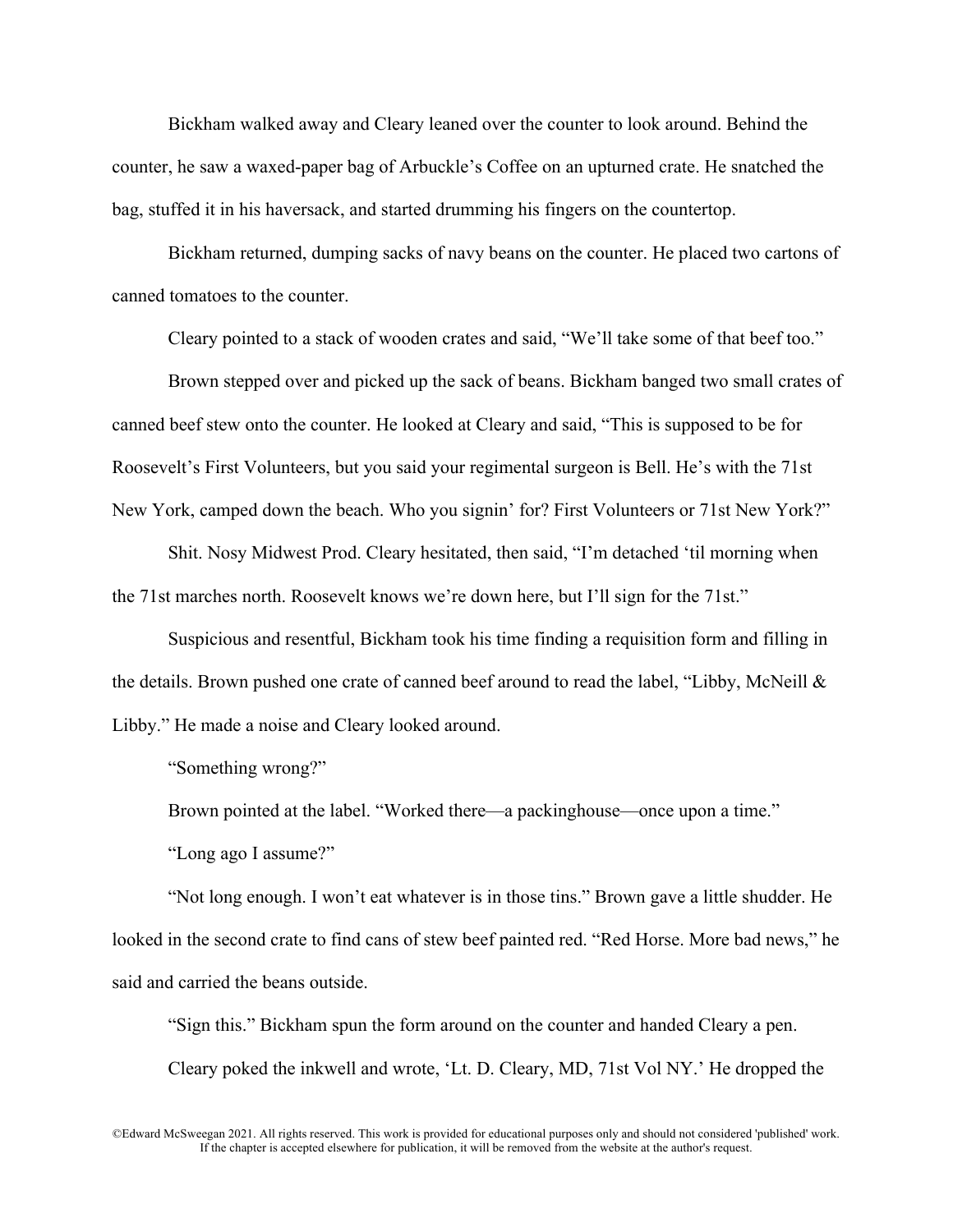Bickham walked away and Cleary leaned over the counter to look around. Behind the counter, he saw a waxed-paper bag of Arbuckle's Coffee on an upturned crate. He snatched the bag, stuffed it in his haversack, and started drumming his fingers on the countertop.

Bickham returned, dumping sacks of navy beans on the counter. He placed two cartons of canned tomatoes to the counter.

Cleary pointed to a stack of wooden crates and said, "We'll take some of that beef too."

Brown stepped over and picked up the sack of beans. Bickham banged two small crates of canned beef stew onto the counter. He looked at Cleary and said, "This is supposed to be for Roosevelt's First Volunteers, but you said your regimental surgeon is Bell. He's with the 71st New York, camped down the beach. Who you signin' for? First Volunteers or 71st New York?"

Shit. Nosy Midwest Prod. Cleary hesitated, then said, "I'm detached 'til morning when the 71st marches north. Roosevelt knows we're down here, but I'll sign for the 71st."

Suspicious and resentful, Bickham took his time finding a requisition form and filling in the details. Brown pushed one crate of canned beef around to read the label, "Libby, McNeill & Libby." He made a noise and Cleary looked around.

"Something wrong?"

Brown pointed at the label. "Worked there—a packinghouse—once upon a time."

"Long ago I assume?"

"Not long enough. I won't eat whatever is in those tins." Brown gave a little shudder. He looked in the second crate to find cans of stew beef painted red. "Red Horse. More bad news," he said and carried the beans outside.

"Sign this." Bickham spun the form around on the counter and handed Cleary a pen.

Cleary poked the inkwell and wrote, 'Lt. D. Cleary, MD, 71st Vol NY.' He dropped the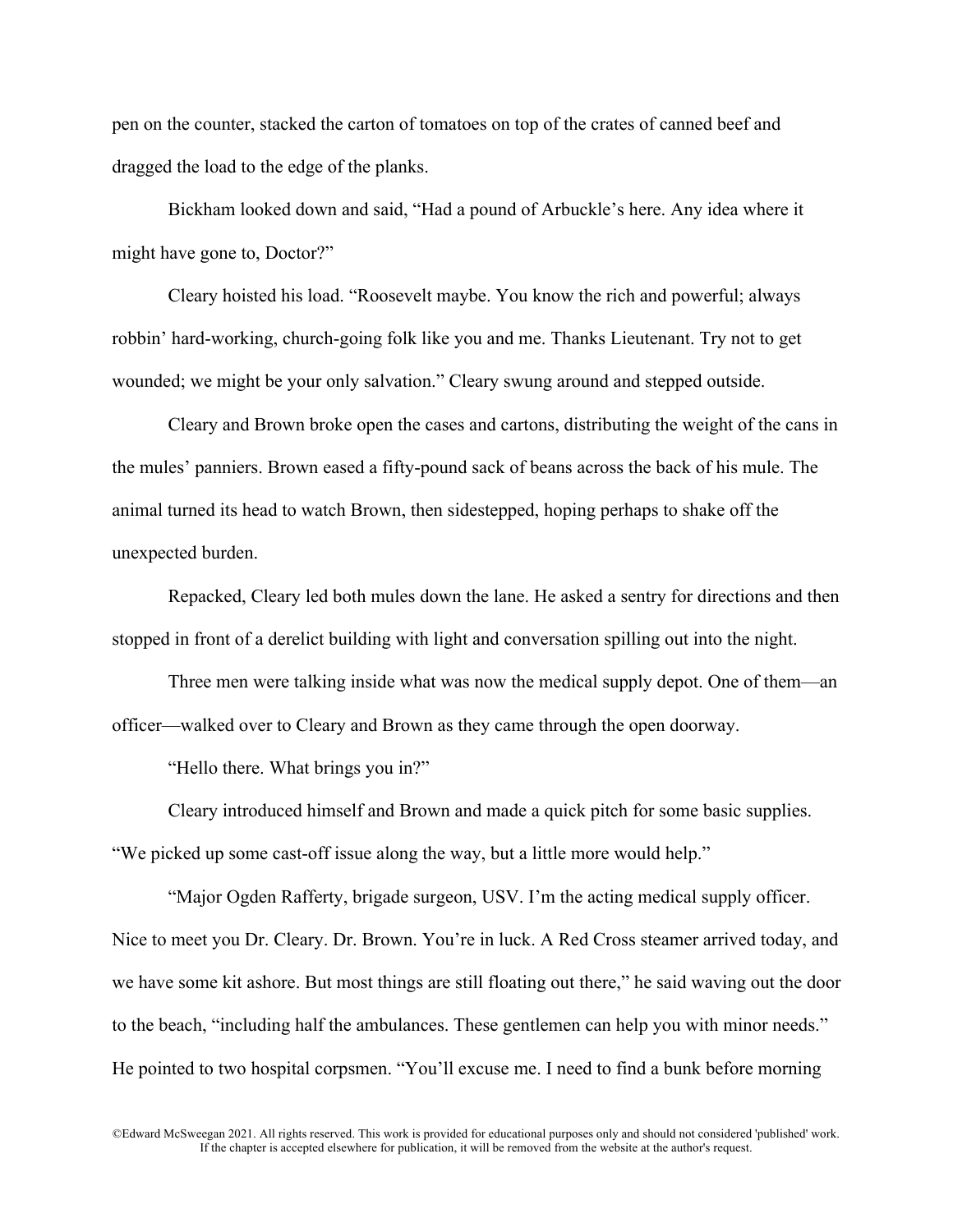pen on the counter, stacked the carton of tomatoes on top of the crates of canned beef and dragged the load to the edge of the planks.

Bickham looked down and said, "Had a pound of Arbuckle's here. Any idea where it might have gone to, Doctor?"

Cleary hoisted his load. "Roosevelt maybe. You know the rich and powerful; always robbin' hard-working, church-going folk like you and me. Thanks Lieutenant. Try not to get wounded; we might be your only salvation." Cleary swung around and stepped outside.

Cleary and Brown broke open the cases and cartons, distributing the weight of the cans in the mules' panniers. Brown eased a fifty-pound sack of beans across the back of his mule. The animal turned its head to watch Brown, then sidestepped, hoping perhaps to shake off the unexpected burden.

Repacked, Cleary led both mules down the lane. He asked a sentry for directions and then stopped in front of a derelict building with light and conversation spilling out into the night.

Three men were talking inside what was now the medical supply depot. One of them—an officer—walked over to Cleary and Brown as they came through the open doorway.

"Hello there. What brings you in?"

Cleary introduced himself and Brown and made a quick pitch for some basic supplies. "We picked up some cast-off issue along the way, but a little more would help."

"Major Ogden Rafferty, brigade surgeon, USV. I'm the acting medical supply officer. Nice to meet you Dr. Cleary. Dr. Brown. You're in luck. A Red Cross steamer arrived today, and we have some kit ashore. But most things are still floating out there," he said waving out the door to the beach, "including half the ambulances. These gentlemen can help you with minor needs." He pointed to two hospital corpsmen. "You'll excuse me. I need to find a bunk before morning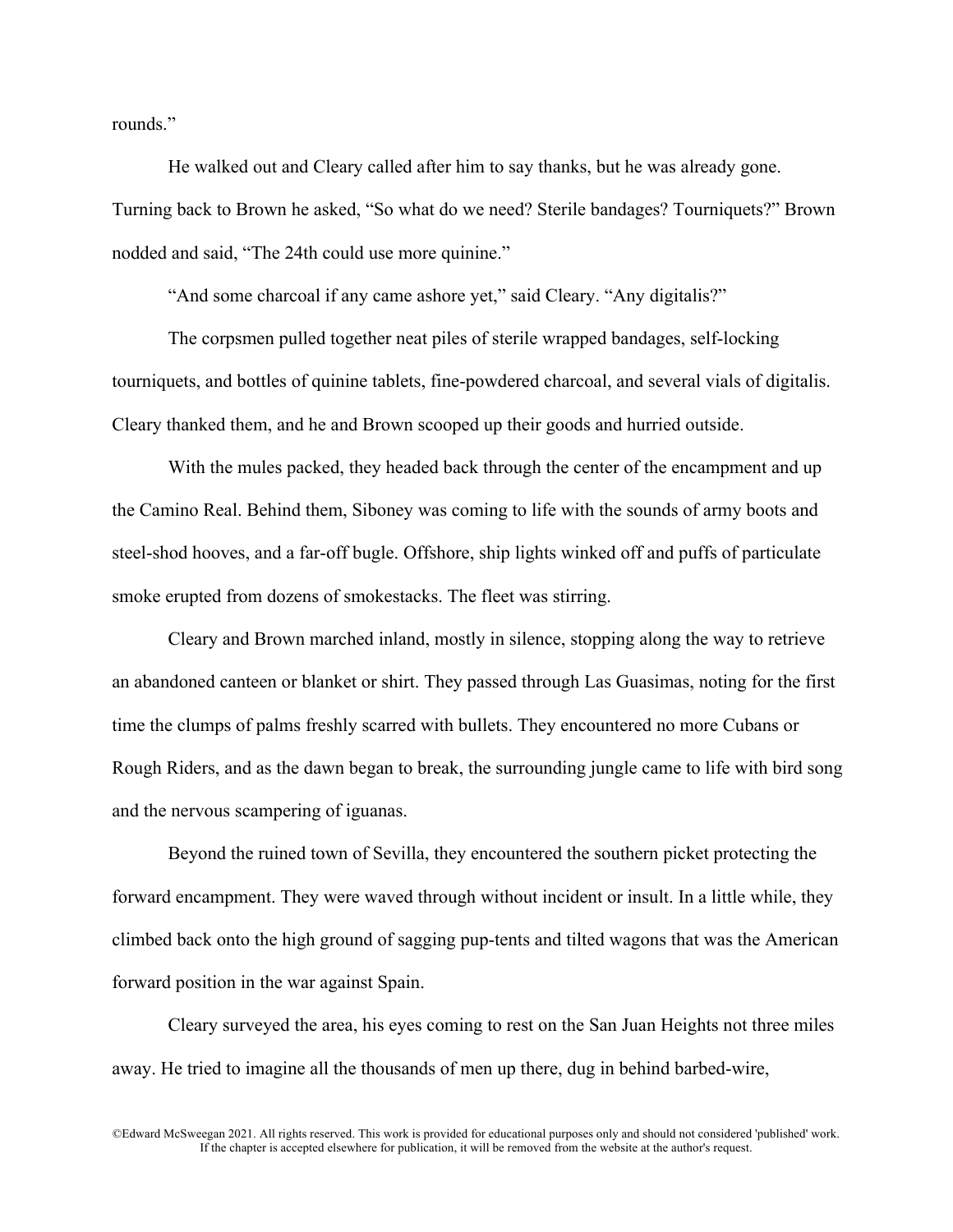rounds."

He walked out and Cleary called after him to say thanks, but he was already gone. Turning back to Brown he asked, "So what do we need? Sterile bandages? Tourniquets?" Brown nodded and said, "The 24th could use more quinine."

"And some charcoal if any came ashore yet," said Cleary. "Any digitalis?"

The corpsmen pulled together neat piles of sterile wrapped bandages, self-locking tourniquets, and bottles of quinine tablets, fine-powdered charcoal, and several vials of digitalis. Cleary thanked them, and he and Brown scooped up their goods and hurried outside.

With the mules packed, they headed back through the center of the encampment and up the Camino Real. Behind them, Siboney was coming to life with the sounds of army boots and steel-shod hooves, and a far-off bugle. Offshore, ship lights winked off and puffs of particulate smoke erupted from dozens of smokestacks. The fleet was stirring.

Cleary and Brown marched inland, mostly in silence, stopping along the way to retrieve an abandoned canteen or blanket or shirt. They passed through Las Guasimas, noting for the first time the clumps of palms freshly scarred with bullets. They encountered no more Cubans or Rough Riders, and as the dawn began to break, the surrounding jungle came to life with bird song and the nervous scampering of iguanas.

Beyond the ruined town of Sevilla, they encountered the southern picket protecting the forward encampment. They were waved through without incident or insult. In a little while, they climbed back onto the high ground of sagging pup-tents and tilted wagons that was the American forward position in the war against Spain.

Cleary surveyed the area, his eyes coming to rest on the San Juan Heights not three miles away. He tried to imagine all the thousands of men up there, dug in behind barbed-wire,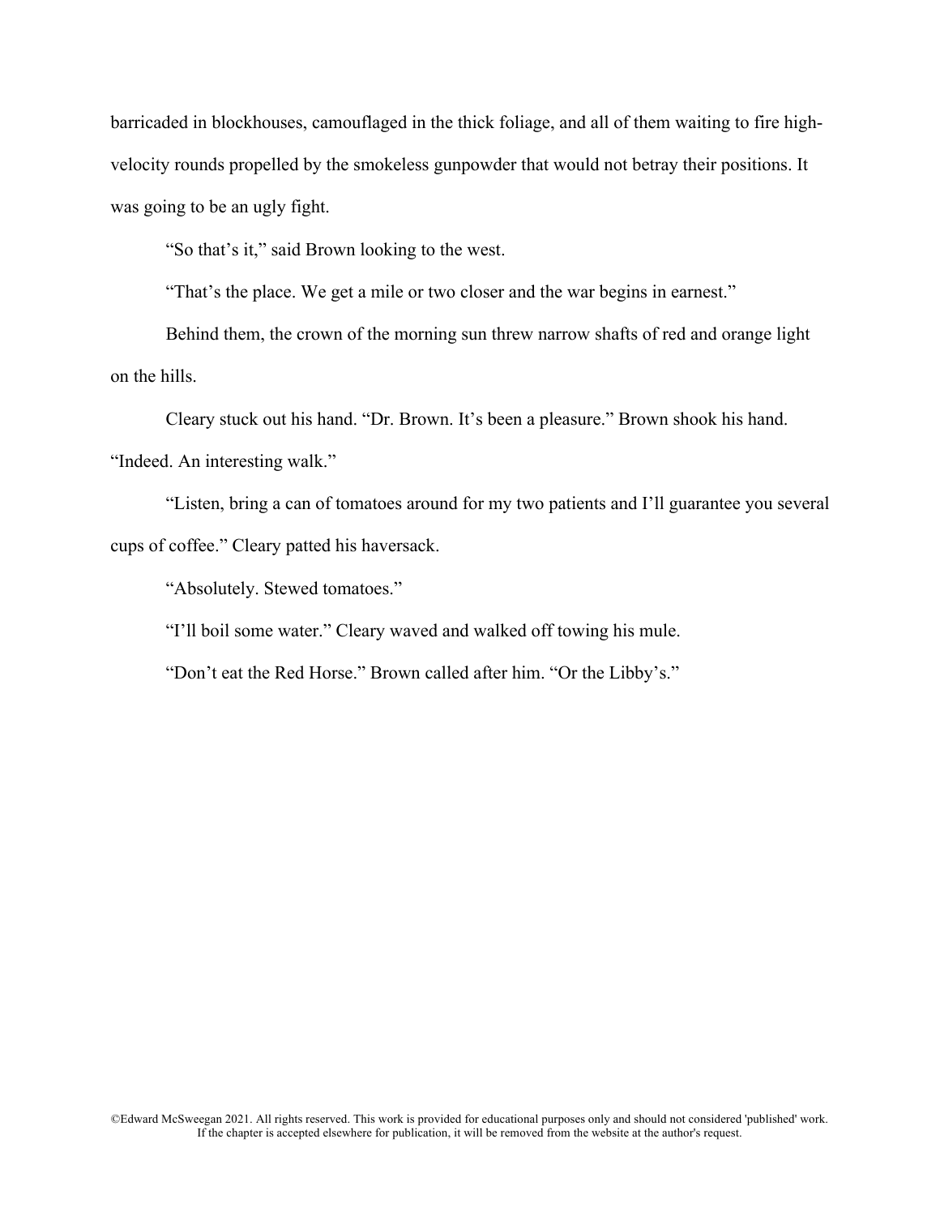barricaded in blockhouses, camouflaged in the thick foliage, and all of them waiting to fire high-velocity rounds propelled by the smokeless gunpowder that would not betray their positions. It was going to be an ugly fight.

“So that’s it,” said Brown looking to the west.

“That’s the place. We get a mile or two closer and the war begins in earnest.”

Behind them, the crown of the morning sun threw narrow shafts of red and orange light on the hills.

Cleary stuck out his hand. “Dr. Brown. It’s been a pleasure.” Brown shook his hand. “Indeed. An interesting walk.”

“Listen, bring a can of tomatoes around for my two patients and I’ll guarantee you several cups of coffee.” Cleary patted his haversack.

“Absolutely. Stewed tomatoes.”

“I’ll boil some water.” Cleary waved and walked off towing his mule.

“Don’t eat the Red Horse.” Brown called after him. “Or the Libby’s.”